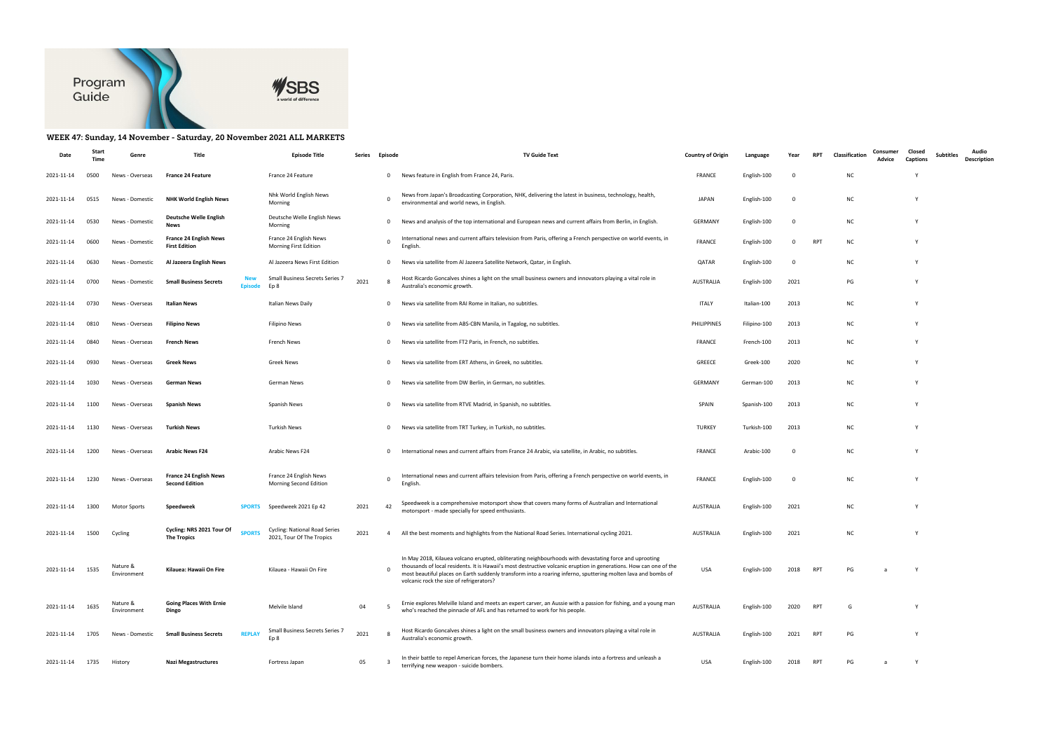Program Guide

SBS a world of difference

## WEEK 47: Sunday, 14 November - Saturday, 20 November 2021 ALL MARKETS

| Date | Start Time | Genre | Title | | Episode Title | Series | Episode | TV Guide Text | Country of Origin | Language | Year | RPT | Classification | Consumer Advice | Closed Captions | Subtitles | Audio Description |
|---|---|---|---|---|---|---|---|---|---|---|---|---|---|---|---|---|---|
| 2021-11-14 | 0500 | News - Overseas | **France 24 Feature** | | France 24 Feature | | 0 | News feature in English from France 24, Paris. | FRANCE | English-100 | 0 | | NC | | Y | | |
| 2021-11-14 | 0515 | News - Domestic | **NHK World English News** | | Nhk World English News Morning | | 0 | News from Japan's Broadcasting Corporation, NHK, delivering the latest in business, technology, health, environmental and world news, in English. | JAPAN | English-100 | 0 | | NC | | Y | | |
| 2021-11-14 | 0530 | News - Domestic | **Deutsche Welle English News** | | Deutsche Welle English News Morning | | 0 | News and analysis of the top international and European news and current affairs from Berlin, in English. | GERMANY | English-100 | 0 | | NC | | Y | | |
| 2021-11-14 | 0600 | News - Domestic | **France 24 English News First Edition** | | France 24 English News Morning First Edition | | 0 | International news and current affairs television from Paris, offering a French perspective on world events, in English. | FRANCE | English-100 | 0 | RPT | NC | | Y | | |
| 2021-11-14 | 0630 | News - Domestic | **Al Jazeera English News** | | Al Jazeera News First Edition | | 0 | News via satellite from Al Jazeera Satellite Network, Qatar, in English. | QATAR | English-100 | 0 | | NC | | Y | | |
| 2021-11-14 | 0700 | News - Domestic | **Small Business Secrets** | New Episode | Small Business Secrets Series 7 Ep 8 | 2021 | 8 | Host Ricardo Goncalves shines a light on the small business owners and innovators playing a vital role in Australia's economic growth. | AUSTRALIA | English-100 | 2021 | | PG | | Y | | |
| 2021-11-14 | 0730 | News - Overseas | **Italian News** | | Italian News Daily | | 0 | News via satellite from RAI Rome in Italian, no subtitles. | ITALY | Italian-100 | 2013 | | NC | | Y | | |
| 2021-11-14 | 0810 | News - Overseas | **Filipino News** | | Filipino News | | 0 | News via satellite from ABS-CBN Manila, in Tagalog, no subtitles. | PHILIPPINES | Filipino-100 | 2013 | | NC | | Y | | |
| 2021-11-14 | 0840 | News - Overseas | **French News** | | French News | | 0 | News via satellite from FT2 Paris, in French, no subtitles. | FRANCE | French-100 | 2013 | | NC | | Y | | |
| 2021-11-14 | 0930 | News - Overseas | **Greek News** | | Greek News | | 0 | News via satellite from ERT Athens, in Greek, no subtitles. | GREECE | Greek-100 | 2020 | | NC | | Y | | |
| 2021-11-14 | 1030 | News - Overseas | **German News** | | German News | | 0 | News via satellite from DW Berlin, in German, no subtitles. | GERMANY | German-100 | 2013 | | NC | | Y | | |
| 2021-11-14 | 1100 | News - Overseas | **Spanish News** | | Spanish News | | 0 | News via satellite from RTVE Madrid, in Spanish, no subtitles. | SPAIN | Spanish-100 | 2013 | | NC | | Y | | |
| 2021-11-14 | 1130 | News - Overseas | **Turkish News** | | Turkish News | | 0 | News via satellite from TRT Turkey, in Turkish, no subtitles. | TURKEY | Turkish-100 | 2013 | | NC | | Y | | |
| 2021-11-14 | 1200 | News - Overseas | **Arabic News F24** | | Arabic News F24 | | 0 | International news and current affairs from France 24 Arabic, via satellite, in Arabic, no subtitles. | FRANCE | Arabic-100 | 0 | | NC | | Y | | |
| 2021-11-14 | 1230 | News - Overseas | **France 24 English News Second Edition** | | France 24 English News Morning Second Edition | | 0 | International news and current affairs television from Paris, offering a French perspective on world events, in English. | FRANCE | English-100 | 0 | | NC | | Y | | |
| 2021-11-14 | 1300 | Motor Sports | **Speedweek** | SPORTS | Speedweek 2021 Ep 42 | 2021 | 42 | Speedweek is a comprehensive motorsport show that covers many forms of Australian and International motorsport - made specially for speed enthusiasts. | AUSTRALIA | English-100 | 2021 | | NC | | Y | | |
| 2021-11-14 | 1500 | Cycling | **Cycling: NRS 2021 Tour Of The Tropics** | SPORTS | Cycling: National Road Series 2021, Tour Of The Tropics | 2021 | 4 | All the best moments and highlights from the National Road Series. International cycling 2021. | AUSTRALIA | English-100 | 2021 | | NC | | Y | | |
| 2021-11-14 | 1535 | Nature & Environment | **Kilauea: Hawaii On Fire** | | Kilauea - Hawaii On Fire | | 0 | In May 2018, Kilauea volcano erupted, obliterating neighbourhoods with devastating force and uprooting thousands of local residents. It is Hawaii's most destructive volcanic eruption in generations. How can one of the most beautiful places on Earth suddenly transform into a roaring inferno, sputtering molten lava and bombs of volcanic rock the size of refrigerators? | USA | English-100 | 2018 | RPT | PG | a | Y | | |
| 2021-11-14 | 1635 | Nature & Environment | **Going Places With Ernie Dingo** | | Melvile Island | 04 | 5 | Ernie explores Melville Island and meets an expert carver, an Aussie with a passion for fishing, and a young man who's reached the pinnacle of AFL and has returned to work for his people. | AUSTRALIA | English-100 | 2020 | RPT | G | | Y | | |
| 2021-11-14 | 1705 | News - Domestic | **Small Business Secrets** | REPLAY | Small Business Secrets Series 7 Ep 8 | 2021 | 8 | Host Ricardo Goncalves shines a light on the small business owners and innovators playing a vital role in Australia's economic growth. | AUSTRALIA | English-100 | 2021 | RPT | PG | | Y | | |
| 2021-11-14 | 1735 | History | **Nazi Megastructures** | | Fortress Japan | 05 | 3 | In their battle to repel American forces, the Japanese turn their home islands into a fortress and unleash a terrifying new weapon - suicide bombers. | USA | English-100 | 2018 | RPT | PG | a | Y | | |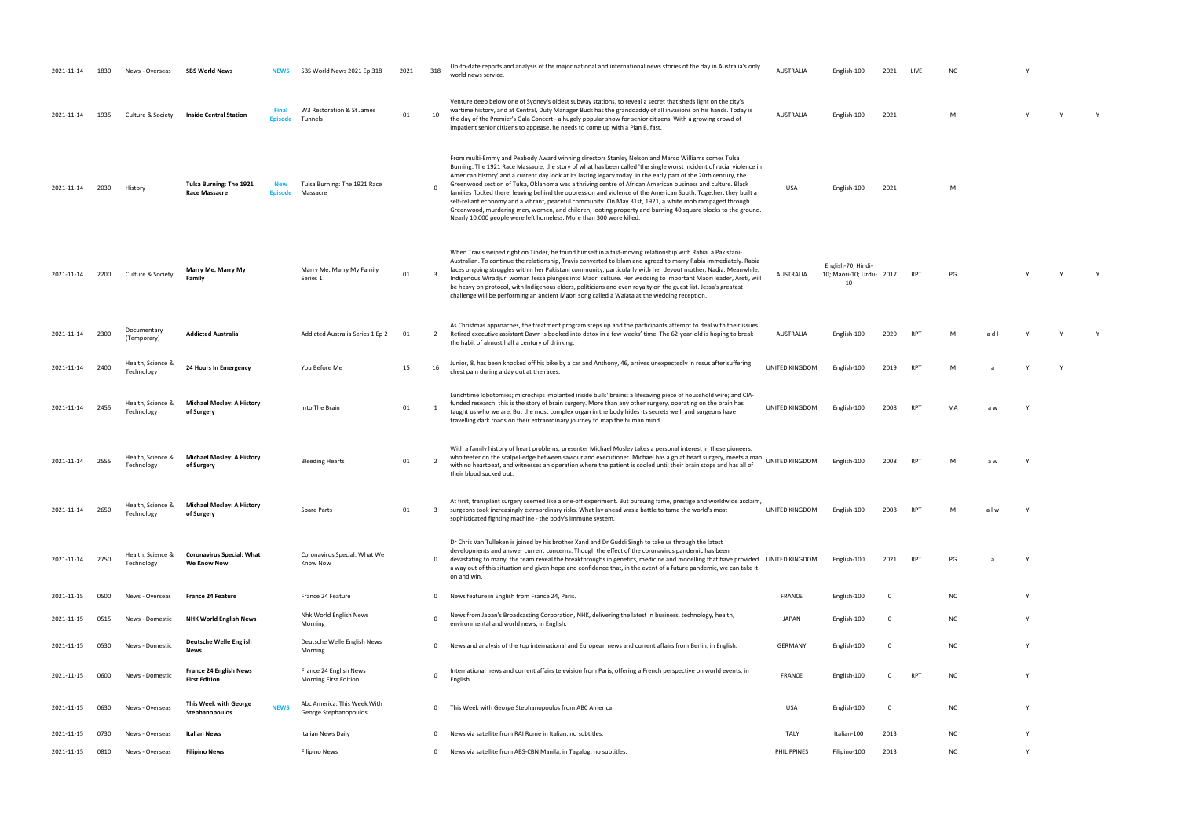| | | | | | | | | | | | | | | | | | |
|---|---|---|---|---|---|---|---|---|---|---|---|---|---|---|---|---|---|
| 2021-11-14 | 1830 | News - Overseas | **SBS World News** | **NEWS** | SBS World News 2021 Ep 318 | 2021 | 318 | Up-to-date reports and analysis of the major national and international news stories of the day in Australia's only world news service. | AUSTRALIA | English-100 | 2021 | LIVE | NC | | Y | | |
| 2021-11-14 | 1935 | Culture & Society | **Inside Central Station** | **Final Episode** | W3 Restoration & St James Tunnels | 01 | 10 | Venture deep below one of Sydney's oldest subway stations, to reveal a secret that sheds light on the city's wartime history, and at Central, Duty Manager Buck has the granddaddy of all invasions on his hands. Today is the day of the Premier's Gala Concert - a hugely popular show for senior citizens. With a growing crowd of impatient senior citizens to appease, he needs to come up with a Plan B, fast. | AUSTRALIA | English-100 | 2021 | | M | | Y | Y | Y |
| 2021-11-14 | 2030 | History | **Tulsa Burning: The 1921 Race Massacre** | **New Episode** | Tulsa Burning: The 1921 Race Massacre | | 0 | From multi-Emmy and Peabody Award winning directors Stanley Nelson and Marco Williams comes Tulsa Burning: The 1921 Race Massacre, the story of what has been called 'the single worst incident of racial violence in American history' and a current day look at its lasting legacy today. In the early part of the 20th century, the Greenwood section of Tulsa, Oklahoma was a thriving centre of African American business and culture. Black families flocked there, leaving behind the oppression and violence of the American South. Together, they built a self-reliant economy and a vibrant, peaceful community. On May 31st, 1921, a white mob rampaged through Greenwood, murdering men, women, and children, looting property and burning 40 square blocks to the ground. Nearly 10,000 people were left homeless. More than 300 were killed. | USA | English-100 | 2021 | | M | | | | |
| 2021-11-14 | 2200 | Culture & Society | **Marry Me, Marry My Family** | | Marry Me, Marry My Family Series 1 | 01 | 3 | When Travis swiped right on Tinder, he found himself in a fast-moving relationship with Rabia, a Pakistani-Australian. To continue the relationship, Travis converted to Islam and agreed to marry Rabia immediately. Rabia faces ongoing struggles within her Pakistani community, particularly with her devout mother, Nadia. Meanwhile, Indigenous Wiradjuri woman Jessa plunges into Maori culture. Her wedding to important Maori leader, Areti, will be heavy on protocol, with Indigenous elders, politicians and even royalty on the guest list. Jessa's greatest challenge will be performing an ancient Maori song called a Waiata at the wedding reception. | AUSTRALIA | English-70; Hindi-10; Maori-10; Urdu-10 | 2017 | RPT | PG | | Y | Y | Y |
| 2021-11-14 | 2300 | Documentary (Temporary) | **Addicted Australia** | | Addicted Australia Series 1 Ep 2 | 01 | 2 | As Christmas approaches, the treatment program steps up and the participants attempt to deal with their issues. Retired executive assistant Dawn is booked into detox in a few weeks' time. The 62-year-old is hoping to break the habit of almost half a century of drinking. | AUSTRALIA | English-100 | 2020 | RPT | M | a d l | Y | Y | Y |
| 2021-11-14 | 2400 | Health, Science & Technology | **24 Hours In Emergency** | | You Before Me | 15 | 16 | Junior, 8, has been knocked off his bike by a car and Anthony, 46, arrives unexpectedly in resus after suffering chest pain during a day out at the races. | UNITED KINGDOM | English-100 | 2019 | RPT | M | a | Y | Y | |
| 2021-11-14 | 2455 | Health, Science & Technology | **Michael Mosley: A History of Surgery** | | Into The Brain | 01 | 1 | Lunchtime lobotomies; microchips implanted inside bulls' brains; a lifesaving piece of household wire; and CIA-funded research: this is the story of brain surgery. More than any other surgery, operating on the brain has taught us who we are. But the most complex organ in the body hides its secrets well, and surgeons have travelling dark roads on their extraordinary journey to map the human mind. | UNITED KINGDOM | English-100 | 2008 | RPT | MA | a w | Y | | |
| 2021-11-14 | 2555 | Health, Science & Technology | **Michael Mosley: A History of Surgery** | | Bleeding Hearts | 01 | 2 | With a family history of heart problems, presenter Michael Mosley takes a personal interest in these pioneers, who teeter on the scalpel-edge between saviour and executioner. Michael has a go at heart surgery, meets a man with no heartbeat, and witnesses an operation where the patient is cooled until their brain stops and has all of their blood sucked out. | UNITED KINGDOM | English-100 | 2008 | RPT | M | a w | Y | | |
| 2021-11-14 | 2650 | Health, Science & Technology | **Michael Mosley: A History of Surgery** | | Spare Parts | 01 | 3 | At first, transplant surgery seemed like a one-off experiment. But pursuing fame, prestige and worldwide acclaim, surgeons took increasingly extraordinary risks. What lay ahead was a battle to tame the world's most sophisticated fighting machine - the body's immune system. | UNITED KINGDOM | English-100 | 2008 | RPT | M | a l w | Y | | |
| 2021-11-14 | 2750 | Health, Science & Technology | **Coronavirus Special: What We Know Now** | | Coronavirus Special: What We Know Now | | 0 | Dr Chris Van Tulleken is joined by his brother Xand and Dr Guddi Singh to take us through the latest developments and answer current concerns. Though the effect of the coronavirus pandemic has been devastating to many, the team reveal the breakthroughs in genetics, medicine and modelling that have provided a way out of this situation and given hope and confidence that, in the event of a future pandemic, we can take it on and win. | UNITED KINGDOM | English-100 | 2021 | RPT | PG | a | Y | | |
| 2021-11-15 | 0500 | News - Overseas | **France 24 Feature** | | France 24 Feature | | 0 | News feature in English from France 24, Paris. | FRANCE | English-100 | 0 | | NC | | Y | | |
| 2021-11-15 | 0515 | News - Domestic | **NHK World English News** | | Nhk World English News Morning | | 0 | News from Japan's Broadcasting Corporation, NHK, delivering the latest in business, technology, health, environmental and world news, in English. | JAPAN | English-100 | 0 | | NC | | Y | | |
| 2021-11-15 | 0530 | News - Domestic | **Deutsche Welle English News** | | Deutsche Welle English News Morning | | 0 | News and analysis of the top international and European news and current affairs from Berlin, in English. | GERMANY | English-100 | 0 | | NC | | Y | | |
| 2021-11-15 | 0600 | News - Domestic | **France 24 English News First Edition** | | France 24 English News Morning First Edition | | 0 | International news and current affairs television from Paris, offering a French perspective on world events, in English. | FRANCE | English-100 | 0 | RPT | NC | | Y | | |
| 2021-11-15 | 0630 | News - Overseas | **This Week with George Stephanopoulos** | **NEWS** | Abc America: This Week With George Stephanopoulos | | 0 | This Week with George Stephanopoulos from ABC America. | USA | English-100 | 0 | | NC | | Y | | |
| 2021-11-15 | 0730 | News - Overseas | **Italian News** | | Italian News Daily | | 0 | News via satellite from RAI Rome in Italian, no subtitles. | ITALY | Italian-100 | 2013 | | NC | | Y | | |
| 2021-11-15 | 0810 | News - Overseas | **Filipino News** | | Filipino News | | 0 | News via satellite from ABS-CBN Manila, in Tagalog, no subtitles. | PHILIPPINES | Filipino-100 | 2013 | | NC | | Y | | |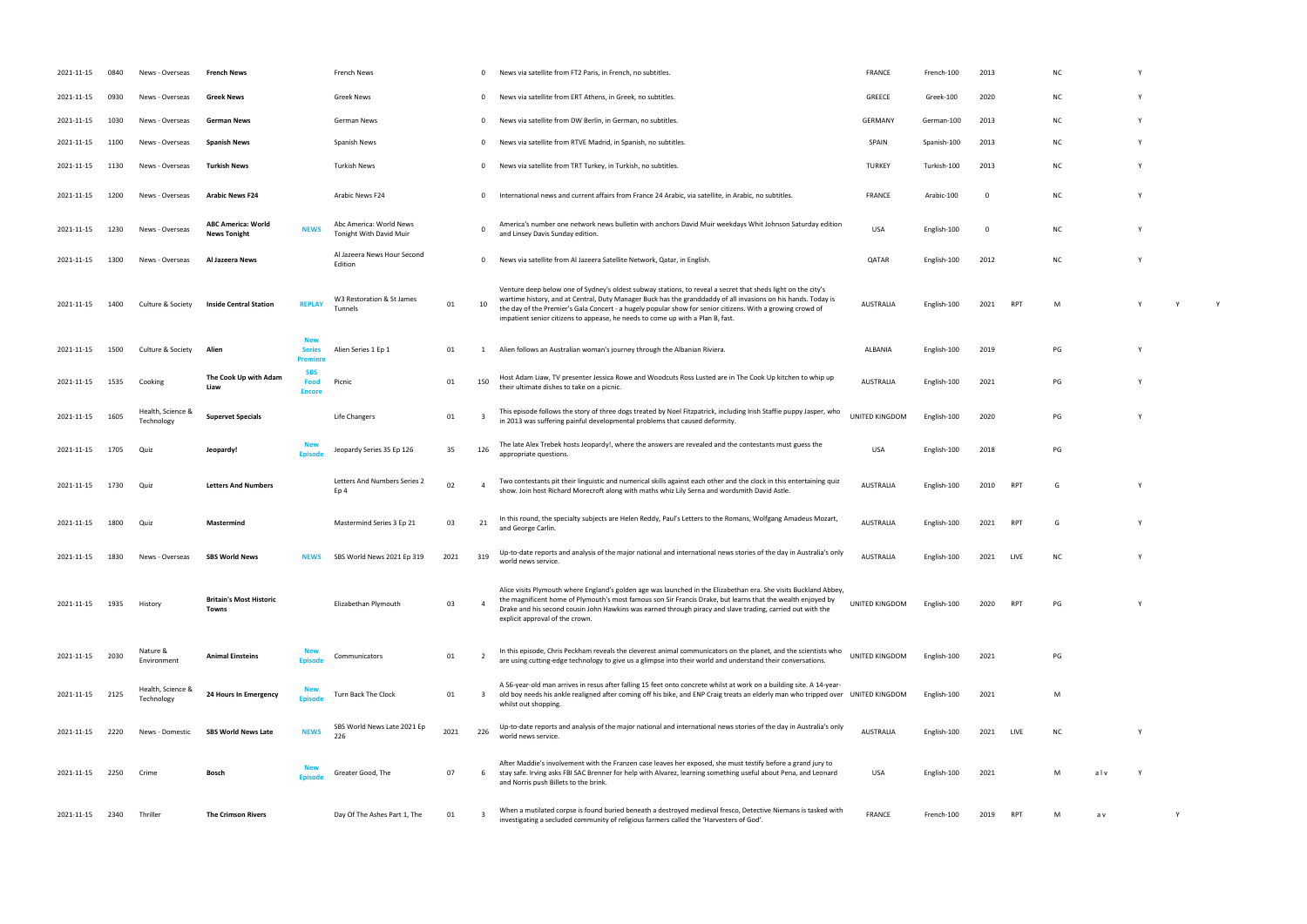| | | | | | | | | | | | | | | | | | |
|---|---|---|---|---|---|---|---|---|---|---|---|---|---|---|---|---|---|
| 2021-11-15 | 0840 | News - Overseas | **French News** | | French News | | 0 | News via satellite from FT2 Paris, in French, no subtitles. | FRANCE | French-100 | 2013 | | NC | | Y | | |
| 2021-11-15 | 0930 | News - Overseas | **Greek News** | | Greek News | | 0 | News via satellite from ERT Athens, in Greek, no subtitles. | GREECE | Greek-100 | 2020 | | NC | | Y | | |
| 2021-11-15 | 1030 | News - Overseas | **German News** | | German News | | 0 | News via satellite from DW Berlin, in German, no subtitles. | GERMANY | German-100 | 2013 | | NC | | Y | | |
| 2021-11-15 | 1100 | News - Overseas | **Spanish News** | | Spanish News | | 0 | News via satellite from RTVE Madrid, in Spanish, no subtitles. | SPAIN | Spanish-100 | 2013 | | NC | | Y | | |
| 2021-11-15 | 1130 | News - Overseas | **Turkish News** | | Turkish News | | 0 | News via satellite from TRT Turkey, in Turkish, no subtitles. | TURKEY | Turkish-100 | 2013 | | NC | | Y | | |
| 2021-11-15 | 1200 | News - Overseas | **Arabic News F24** | | Arabic News F24 | | 0 | International news and current affairs from France 24 Arabic, via satellite, in Arabic, no subtitles. | FRANCE | Arabic-100 | 0 | | NC | | Y | | |
| 2021-11-15 | 1230 | News - Overseas | **ABC America: World News Tonight** | **NEWS** | Abc America: World News Tonight With David Muir | | 0 | America's number one network news bulletin with anchors David Muir weekdays Whit Johnson Saturday edition and Linsey Davis Sunday edition. | USA | English-100 | 0 | | NC | | Y | | |
| 2021-11-15 | 1300 | News - Overseas | **Al Jazeera News** | | Al Jazeera News Hour Second Edition | | 0 | News via satellite from Al Jazeera Satellite Network, Qatar, in English. | QATAR | English-100 | 2012 | | NC | | Y | | |
| 2021-11-15 | 1400 | Culture & Society | **Inside Central Station** | **REPLAY** | W3 Restoration & St James Tunnels | 01 | 10 | Venture deep below one of Sydney's oldest subway stations, to reveal a secret that sheds light on the city's wartime history, and at Central, Duty Manager Buck has the granddaddy of all invasions on his hands. Today is the day of the Premier's Gala Concert - a hugely popular show for senior citizens. With a growing crowd of impatient senior citizens to appease, he needs to come up with a Plan B, fast. | AUSTRALIA | English-100 | 2021 | RPT | M | | Y | Y | Y |
| 2021-11-15 | 1500 | Culture & Society | **Alien** | **New Series Premiere** | Alien Series 1 Ep 1 | 01 | 1 | Alien follows an Australian woman's journey through the Albanian Riviera. | ALBANIA | English-100 | 2019 | | PG | | Y | | |
| 2021-11-15 | 1535 | Cooking | **The Cook Up with Adam Liaw** | **SBS Food Encore** | Picnic | 01 | 150 | Host Adam Liaw, TV presenter Jessica Rowe and Woodcuts Ross Lusted are in The Cook Up kitchen to whip up their ultimate dishes to take on a picnic. | AUSTRALIA | English-100 | 2021 | | PG | | Y | | |
| 2021-11-15 | 1605 | Health, Science & Technology | **Supervet Specials** | | Life Changers | 01 | 3 | This episode follows the story of three dogs treated by Noel Fitzpatrick, including Irish Staffie puppy Jasper, who in 2013 was suffering painful developmental problems that caused deformity. | UNITED KINGDOM | English-100 | 2020 | | PG | | Y | | |
| 2021-11-15 | 1705 | Quiz | **Jeopardy!** | **New Episode** | Jeopardy Series 35 Ep 126 | 35 | 126 | The late Alex Trebek hosts Jeopardy!, where the answers are revealed and the contestants must guess the appropriate questions. | USA | English-100 | 2018 | | PG | | | | |
| 2021-11-15 | 1730 | Quiz | **Letters And Numbers** | | Letters And Numbers Series 2 Ep 4 | 02 | 4 | Two contestants pit their linguistic and numerical skills against each other and the clock in this entertaining quiz show. Join host Richard Morecroft along with maths whiz Lily Serna and wordsmith David Astle. | AUSTRALIA | English-100 | 2010 | RPT | G | | Y | | |
| 2021-11-15 | 1800 | Quiz | **Mastermind** | | Mastermind Series 3 Ep 21 | 03 | 21 | In this round, the specialty subjects are Helen Reddy, Paul's Letters to the Romans, Wolfgang Amadeus Mozart, and George Carlin. | AUSTRALIA | English-100 | 2021 | RPT | G | | Y | | |
| 2021-11-15 | 1830 | News - Overseas | **SBS World News** | **NEWS** | SBS World News 2021 Ep 319 | 2021 | 319 | Up-to-date reports and analysis of the major national and international news stories of the day in Australia's only world news service. | AUSTRALIA | English-100 | 2021 | LIVE | NC | | Y | | |
| 2021-11-15 | 1935 | History | **Britain's Most Historic Towns** | | Elizabethan Plymouth | 03 | 4 | Alice visits Plymouth where England's golden age was launched in the Elizabethan era. She visits Buckland Abbey, the magnificent home of Plymouth's most famous son Sir Francis Drake, but learns that the wealth enjoyed by Drake and his second cousin John Hawkins was earned through piracy and slave trading, carried out with the explicit approval of the crown. | UNITED KINGDOM | English-100 | 2020 | RPT | PG | | Y | | |
| 2021-11-15 | 2030 | Nature & Environment | **Animal Einsteins** | **New Episode** | Communicators | 01 | 2 | In this episode, Chris Peckham reveals the cleverest animal communicators on the planet, and the scientists who are using cutting-edge technology to give us a glimpse into their world and understand their conversations. | UNITED KINGDOM | English-100 | 2021 | | PG | | | | |
| 2021-11-15 | 2125 | Health, Science & Technology | **24 Hours In Emergency** | **New Episode** | Turn Back The Clock | 01 | 3 | A 56-year-old man arrives in resus after falling 15 feet onto concrete whilst at work on a building site. A 14-year-old boy needs his ankle realigned after coming off his bike, and ENP Craig treats an elderly man who tripped over whilst out shopping. | UNITED KINGDOM | English-100 | 2021 | | M | | | | |
| 2021-11-15 | 2220 | News - Domestic | **SBS World News Late** | **NEWS** | SBS World News Late 2021 Ep 226 | 2021 | 226 | Up-to-date reports and analysis of the major national and international news stories of the day in Australia's only world news service. | AUSTRALIA | English-100 | 2021 | LIVE | NC | | Y | | |
| 2021-11-15 | 2250 | Crime | **Bosch** | **New Episode** | Greater Good, The | 07 | 6 | After Maddie's involvement with the Franzen case leaves her exposed, she must testify before a grand jury to stay safe. Irving asks FBI SAC Brenner for help with Alvarez, learning something useful about Pena, and Leonard and Norris push Billets to the brink. | USA | English-100 | 2021 | | M | a l v | Y | | |
| 2021-11-15 | 2340 | Thriller | **The Crimson Rivers** | | Day Of The Ashes Part 1, The | 01 | 3 | When a mutilated corpse is found buried beneath a destroyed medieval fresco, Detective Niemans is tasked with investigating a secluded community of religious farmers called the 'Harvesters of God'. | FRANCE | French-100 | 2019 | RPT | M | a v | | Y | |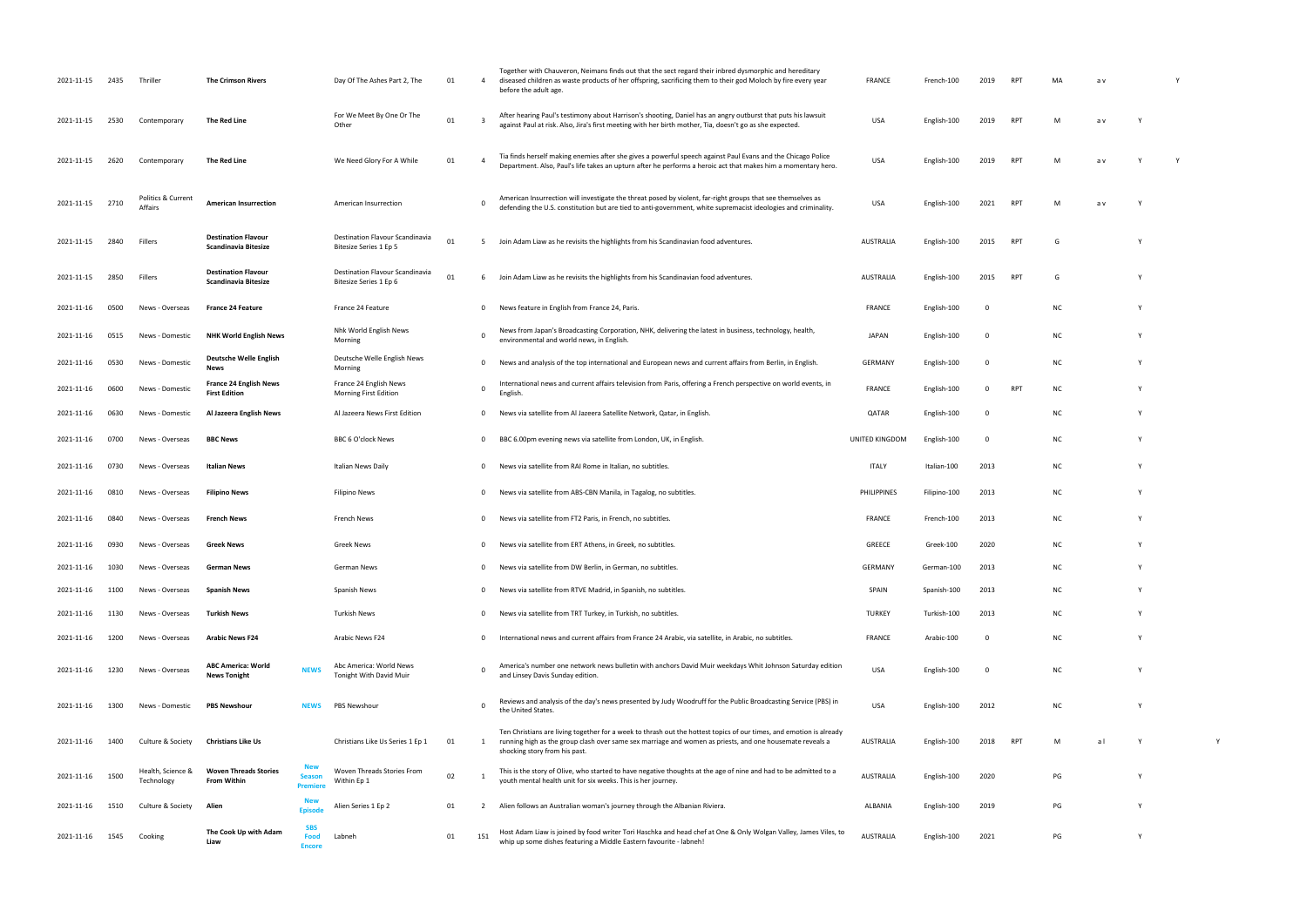| | | | | | | | | | | | | | | | | | | |
|---|---|---|---|---|---|---|---|---|---|---|---|---|---|---|---|---|---|---|
| 2021-11-15 | 2435 | Thriller | **The Crimson Rivers** | | Day Of The Ashes Part 2, The | 01 | 4 | Together with Chauveron, Neimans finds out that the sect regard their inbred dysmorphic and hereditary diseased children as waste products of her offspring, sacrificing them to their god Moloch by fire every year before the adult age. | FRANCE | French-100 | 2019 | RPT | MA | a v | | | Y | |
| 2021-11-15 | 2530 | Contemporary | **The Red Line** | | For We Meet By One Or The Other | 01 | 3 | After hearing Paul's testimony about Harrison's shooting, Daniel has an angry outburst that puts his lawsuit against Paul at risk. Also, Jira's first meeting with her birth mother, Tia, doesn't go as she expected. | USA | English-100 | 2019 | RPT | M | a v | Y | | | |
| 2021-11-15 | 2620 | Contemporary | **The Red Line** | | We Need Glory For A While | 01 | 4 | Tia finds herself making enemies after she gives a powerful speech against Paul Evans and the Chicago Police Department. Also, Paul's life takes an upturn after he performs a heroic act that makes him a momentary hero. | USA | English-100 | 2019 | RPT | M | a v | Y | Y | | |
| 2021-11-15 | 2710 | Politics & Current Affairs | **American Insurrection** | | American Insurrection | | 0 | American Insurrection will investigate the threat posed by violent, far-right groups that see themselves as defending the U.S. constitution but are tied to anti-government, white supremacist ideologies and criminality. | USA | English-100 | 2021 | RPT | M | a v | Y | | | |
| 2021-11-15 | 2840 | Fillers | **Destination Flavour Scandinavia Bitesize** | | Destination Flavour Scandinavia Bitesize Series 1 Ep 5 | 01 | 5 | Join Adam Liaw as he revisits the highlights from his Scandinavian food adventures. | AUSTRALIA | English-100 | 2015 | RPT | G | | Y | | | |
| 2021-11-15 | 2850 | Fillers | **Destination Flavour Scandinavia Bitesize** | | Destination Flavour Scandinavia Bitesize Series 1 Ep 6 | 01 | 6 | Join Adam Liaw as he revisits the highlights from his Scandinavian food adventures. | AUSTRALIA | English-100 | 2015 | RPT | G | | Y | | | |
| 2021-11-16 | 0500 | News - Overseas | **France 24 Feature** | | France 24 Feature | | 0 | News feature in English from France 24, Paris. | FRANCE | English-100 | 0 | | NC | | Y | | | |
| 2021-11-16 | 0515 | News - Domestic | **NHK World English News** | | Nhk World English News Morning | | 0 | News from Japan's Broadcasting Corporation, NHK, delivering the latest in business, technology, health, environmental and world news, in English. | JAPAN | English-100 | 0 | | NC | | Y | | | |
| 2021-11-16 | 0530 | News - Domestic | **Deutsche Welle English News** | | Deutsche Welle English News Morning | | 0 | News and analysis of the top international and European news and current affairs from Berlin, in English. | GERMANY | English-100 | 0 | | NC | | Y | | | |
| 2021-11-16 | 0600 | News - Domestic | **France 24 English News First Edition** | | France 24 English News Morning First Edition | | 0 | International news and current affairs television from Paris, offering a French perspective on world events, in English. | FRANCE | English-100 | 0 | RPT | NC | | Y | | | |
| 2021-11-16 | 0630 | News - Domestic | **Al Jazeera English News** | | Al Jazeera News First Edition | | 0 | News via satellite from Al Jazeera Satellite Network, Qatar, in English. | QATAR | English-100 | 0 | | NC | | Y | | | |
| 2021-11-16 | 0700 | News - Overseas | **BBC News** | | BBC 6 O'clock News | | 0 | BBC 6.00pm evening news via satellite from London, UK, in English. | UNITED KINGDOM | English-100 | 0 | | NC | | Y | | | |
| 2021-11-16 | 0730 | News - Overseas | **Italian News** | | Italian News Daily | | 0 | News via satellite from RAI Rome in Italian, no subtitles. | ITALY | Italian-100 | 2013 | | NC | | Y | | | |
| 2021-11-16 | 0810 | News - Overseas | **Filipino News** | | Filipino News | | 0 | News via satellite from ABS-CBN Manila, in Tagalog, no subtitles. | PHILIPPINES | Filipino-100 | 2013 | | NC | | Y | | | |
| 2021-11-16 | 0840 | News - Overseas | **French News** | | French News | | 0 | News via satellite from FT2 Paris, in French, no subtitles. | FRANCE | French-100 | 2013 | | NC | | Y | | | |
| 2021-11-16 | 0930 | News - Overseas | **Greek News** | | Greek News | | 0 | News via satellite from ERT Athens, in Greek, no subtitles. | GREECE | Greek-100 | 2020 | | NC | | Y | | | |
| 2021-11-16 | 1030 | News - Overseas | **German News** | | German News | | 0 | News via satellite from DW Berlin, in German, no subtitles. | GERMANY | German-100 | 2013 | | NC | | Y | | | |
| 2021-11-16 | 1100 | News - Overseas | **Spanish News** | | Spanish News | | 0 | News via satellite from RTVE Madrid, in Spanish, no subtitles. | SPAIN | Spanish-100 | 2013 | | NC | | Y | | | |
| 2021-11-16 | 1130 | News - Overseas | **Turkish News** | | Turkish News | | 0 | News via satellite from TRT Turkey, in Turkish, no subtitles. | TURKEY | Turkish-100 | 2013 | | NC | | Y | | | |
| 2021-11-16 | 1200 | News - Overseas | **Arabic News F24** | | Arabic News F24 | | 0 | International news and current affairs from France 24 Arabic, via satellite, in Arabic, no subtitles. | FRANCE | Arabic-100 | 0 | | NC | | Y | | | |
| 2021-11-16 | 1230 | News - Overseas | **ABC America: World News Tonight** | **NEWS** | Abc America: World News Tonight With David Muir | | 0 | America's number one network news bulletin with anchors David Muir weekdays Whit Johnson Saturday edition and Linsey Davis Sunday edition. | USA | English-100 | 0 | | NC | | Y | | | |
| 2021-11-16 | 1300 | News - Domestic | **PBS Newshour** | **NEWS** | PBS Newshour | | 0 | Reviews and analysis of the day's news presented by Judy Woodruff for the Public Broadcasting Service (PBS) in the United States. | USA | English-100 | 2012 | | NC | | Y | | | |
| 2021-11-16 | 1400 | Culture & Society | **Christians Like Us** | | Christians Like Us Series 1 Ep 1 | 01 | 1 | Ten Christians are living together for a week to thrash out the hottest topics of our times, and emotion is already running high as the group clash over same sex marriage and women as priests, and one housemate reveals a shocking story from his past. | AUSTRALIA | English-100 | 2018 | RPT | M | a l | Y | | | Y |
| 2021-11-16 | 1500 | Health, Science & Technology | **Woven Threads Stories From Within** | **New Season Premiere** | Woven Threads Stories From Within Ep 1 | 02 | 1 | This is the story of Olive, who started to have negative thoughts at the age of nine and had to be admitted to a youth mental health unit for six weeks. This is her journey. | AUSTRALIA | English-100 | 2020 | | PG | | Y | | | |
| 2021-11-16 | 1510 | Culture & Society | **Alien** | **New Episode** | Alien Series 1 Ep 2 | 01 | 2 | Alien follows an Australian woman's journey through the Albanian Riviera. | ALBANIA | English-100 | 2019 | | PG | | Y | | | |
| 2021-11-16 | 1545 | Cooking | **The Cook Up with Adam Liaw** | **SBS Food Encore** | Labneh | 01 | 151 | Host Adam Liaw is joined by food writer Tori Haschka and head chef at One & Only Wolgan Valley, James Viles, to whip up some dishes featuring a Middle Eastern favourite - labneh! | AUSTRALIA | English-100 | 2021 | | PG | | Y | | | |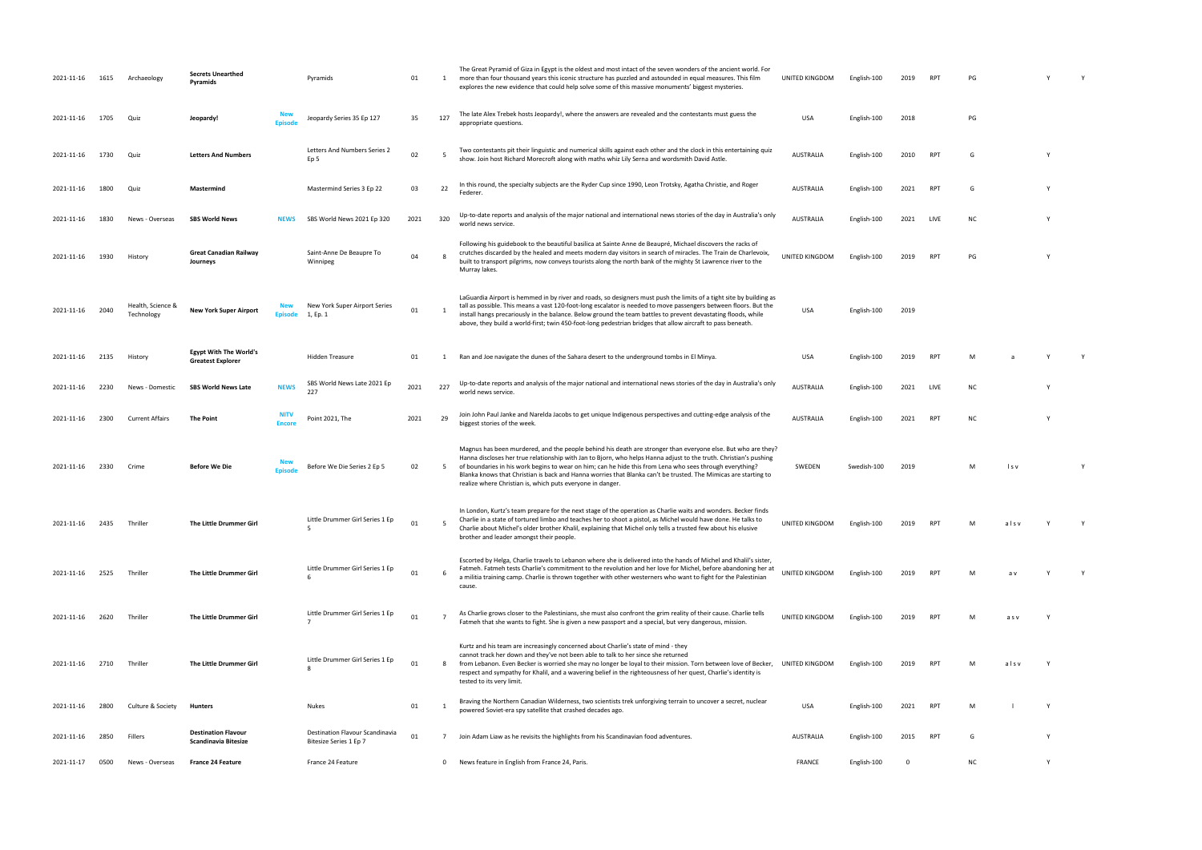| | | | | | | | | | | | | | | | | | | |
|---|---|---|---|---|---|---|---|---|---|---|---|---|---|---|---|---|---|---|
| 2021-11-16 | 1615 | Archaeology | **Secrets Unearthed Pyramids** | | Pyramids | 01 | 1 | The Great Pyramid of Giza in Egypt is the oldest and most intact of the seven wonders of the ancient world. For more than four thousand years this iconic structure has puzzled and astounded in equal measures. This film explores the new evidence that could help solve some of this massive monuments' biggest mysteries. | UNITED KINGDOM | English-100 | 2019 | RPT | PG | | Y | Y |
| 2021-11-16 | 1705 | Quiz | **Jeopardy!** | **New Episode** | Jeopardy Series 35 Ep 127 | 35 | 127 | The late Alex Trebek hosts Jeopardy!, where the answers are revealed and the contestants must guess the appropriate questions. | USA | English-100 | 2018 | | PG | | | |
| 2021-11-16 | 1730 | Quiz | **Letters And Numbers** | | Letters And Numbers Series 2 Ep 5 | 02 | 5 | Two contestants pit their linguistic and numerical skills against each other and the clock in this entertaining quiz show. Join host Richard Morecroft along with maths whiz Lily Serna and wordsmith David Astle. | AUSTRALIA | English-100 | 2010 | RPT | G | | Y | |
| 2021-11-16 | 1800 | Quiz | **Mastermind** | | Mastermind Series 3 Ep 22 | 03 | 22 | In this round, the specialty subjects are the Ryder Cup since 1990, Leon Trotsky, Agatha Christie, and Roger Federer. | AUSTRALIA | English-100 | 2021 | RPT | G | | Y | |
| 2021-11-16 | 1830 | News - Overseas | **SBS World News** | **NEWS** | SBS World News 2021 Ep 320 | 2021 | 320 | Up-to-date reports and analysis of the major national and international news stories of the day in Australia's only world news service. | AUSTRALIA | English-100 | 2021 | LIVE | NC | | Y | |
| 2021-11-16 | 1930 | History | **Great Canadian Railway Journeys** | | Saint-Anne De Beaupre To Winnipeg | 04 | 8 | Following his guidebook to the beautiful basilica at Sainte Anne de Beaupré, Michael discovers the racks of crutches discarded by the healed and meets modern day visitors in search of miracles. The Train de Charlevoix, built to transport pilgrims, now conveys tourists along the north bank of the mighty St Lawrence river to the Murray lakes. | UNITED KINGDOM | English-100 | 2019 | RPT | PG | | Y | |
| 2021-11-16 | 2040 | Health, Science & Technology | **New York Super Airport** | **New Episode** | New York Super Airport Series 1, Ep. 1 | 01 | 1 | LaGuardia Airport is hemmed in by river and roads, so designers must push the limits of a tight site by building as tall as possible. This means a vast 120-foot-long escalator is needed to move passengers between floors. But the install hangs precariously in the balance. Below ground the team battles to prevent devastating floods, while above, they build a world-first; twin 450-foot-long pedestrian bridges that allow aircraft to pass beneath. | USA | English-100 | 2019 | | | | | |
| 2021-11-16 | 2135 | History | **Egypt With The World's Greatest Explorer** | | Hidden Treasure | 01 | 1 | Ran and Joe navigate the dunes of the Sahara desert to the underground tombs in El Minya. | USA | English-100 | 2019 | RPT | M | a | Y | Y |
| 2021-11-16 | 2230 | News - Domestic | **SBS World News Late** | **NEWS** | SBS World News Late 2021 Ep 227 | 2021 | 227 | Up-to-date reports and analysis of the major national and international news stories of the day in Australia's only world news service. | AUSTRALIA | English-100 | 2021 | LIVE | NC | | Y | |
| 2021-11-16 | 2300 | Current Affairs | **The Point** | **NITV Encore** | Point 2021, The | 2021 | 29 | Join John Paul Janke and Narelda Jacobs to get unique Indigenous perspectives and cutting-edge analysis of the biggest stories of the week. | AUSTRALIA | English-100 | 2021 | RPT | NC | | Y | |
| 2021-11-16 | 2330 | Crime | **Before We Die** | **New Episode** | Before We Die Series 2 Ep 5 | 02 | 5 | Magnus has been murdered, and the people behind his death are stronger than everyone else. But who are they? Hanna discloses her true relationship with Jan to Bjorn, who helps Hanna adjust to the truth. Christian's pushing of boundaries in his work begins to wear on him; can he hide this from Lena who sees through everything? Blanka knows that Christian is back and Hanna worries that Blanka can't be trusted. The Mimicas are starting to realize where Christian is, which puts everyone in danger. | SWEDEN | Swedish-100 | 2019 | | M | l s v | | Y |
| 2021-11-16 | 2435 | Thriller | **The Little Drummer Girl** | | Little Drummer Girl Series 1 Ep 5 | 01 | 5 | In London, Kurtz's team prepare for the next stage of the operation as Charlie waits and wonders. Becker finds Charlie in a state of tortured limbo and teaches her to shoot a pistol, as Michel would have done. He talks to Charlie about Michel's older brother Khalil, explaining that Michel only tells a trusted few about his elusive brother and leader amongst their people. | UNITED KINGDOM | English-100 | 2019 | RPT | M | a l s v | Y | Y |
| 2021-11-16 | 2525 | Thriller | **The Little Drummer Girl** | | Little Drummer Girl Series 1 Ep 6 | 01 | 6 | Escorted by Helga, Charlie travels to Lebanon where she is delivered into the hands of Michel and Khalil's sister, Fatmeh. Fatmeh tests Charlie's commitment to the revolution and her love for Michel, before abandoning her at a militia training camp. Charlie is thrown together with other westerners who want to fight for the Palestinian cause. | UNITED KINGDOM | English-100 | 2019 | RPT | M | a v | Y | Y |
| 2021-11-16 | 2620 | Thriller | **The Little Drummer Girl** | | Little Drummer Girl Series 1 Ep 7 | 01 | 7 | As Charlie grows closer to the Palestinians, she must also confront the grim reality of their cause. Charlie tells Fatmeh that she wants to fight. She is given a new passport and a special, but very dangerous, mission. | UNITED KINGDOM | English-100 | 2019 | RPT | M | a s v | Y | |
| 2021-11-16 | 2710 | Thriller | **The Little Drummer Girl** | | Little Drummer Girl Series 1 Ep 8 | 01 | 8 | Kurtz and his team are increasingly concerned about Charlie's state of mind - they cannot track her down and they've not been able to talk to her since she returned from Lebanon. Even Becker is worried she may no longer be loyal to their mission. Torn between love of Becker, respect and sympathy for Khalil, and a wavering belief in the righteousness of her quest, Charlie's identity is tested to its very limit. | UNITED KINGDOM | English-100 | 2019 | RPT | M | a l s v | Y | |
| 2021-11-16 | 2800 | Culture & Society | **Hunters** | | Nukes | 01 | 1 | Braving the Northern Canadian Wilderness, two scientists trek unforgiving terrain to uncover a secret, nuclear powered Soviet-era spy satellite that crashed decades ago. | USA | English-100 | 2021 | RPT | M | l | Y | |
| 2021-11-16 | 2850 | Fillers | **Destination Flavour Scandinavia Bitesize** | | Destination Flavour Scandinavia Bitesize Series 1 Ep 7 | 01 | 7 | Join Adam Liaw as he revisits the highlights from his Scandinavian food adventures. | AUSTRALIA | English-100 | 2015 | RPT | G | | Y | |
| 2021-11-17 | 0500 | News - Overseas | **France 24 Feature** | | France 24 Feature | | 0 | News feature in English from France 24, Paris. | FRANCE | English-100 | 0 | | NC | | Y | |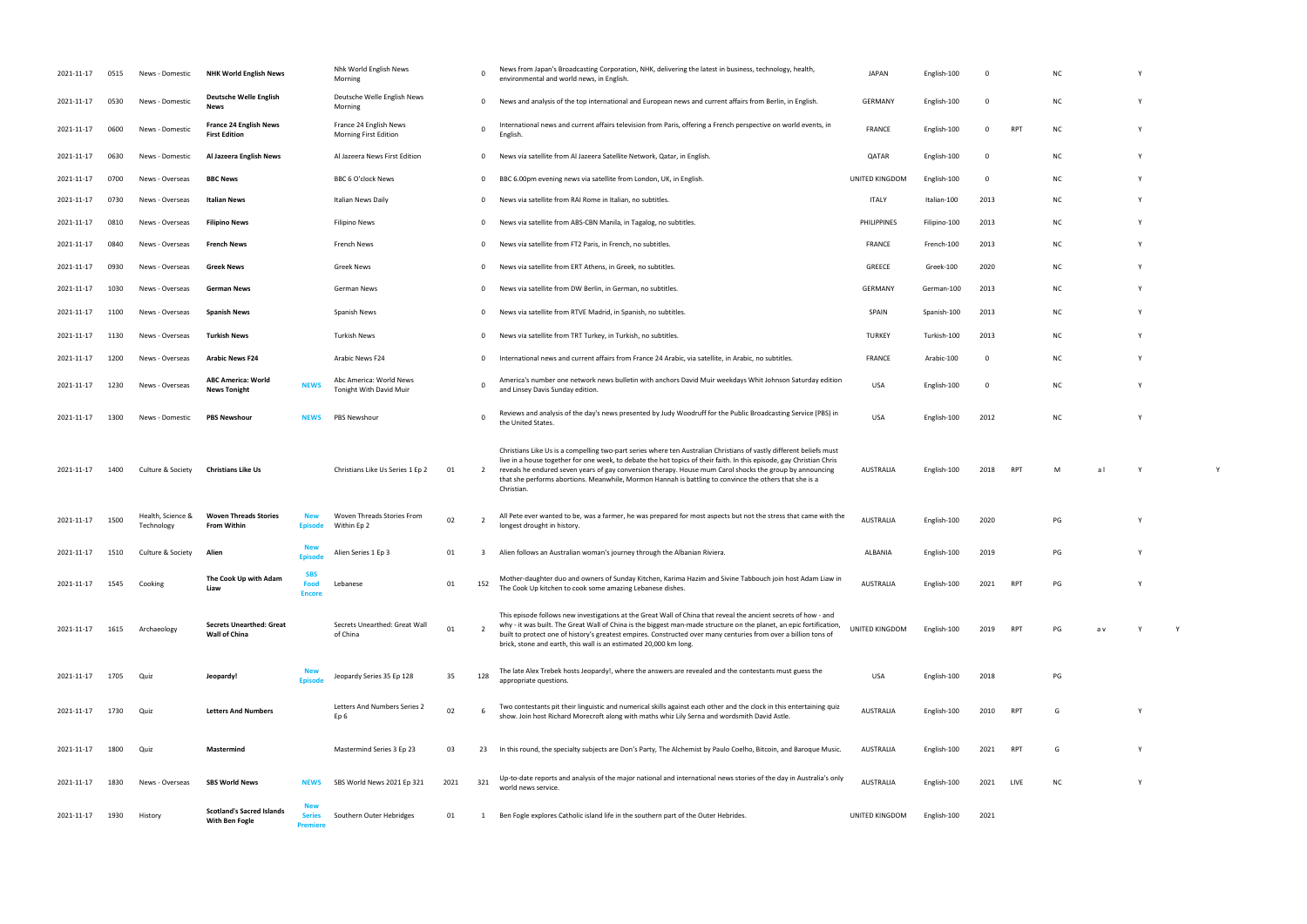| | | | | | | | | | | | | | | | | | |
|---|---|---|---|---|---|---|---|---|---|---|---|---|---|---|---|---|---|
| 2021-11-17 | 0515 | News - Domestic | **NHK World English News** | | Nhk World English News Morning | | 0 | News from Japan's Broadcasting Corporation, NHK, delivering the latest in business, technology, health, environmental and world news, in English. | JAPAN | English-100 | 0 | | NC | | Y | | |
| 2021-11-17 | 0530 | News - Domestic | **Deutsche Welle English News** | | Deutsche Welle English News Morning | | 0 | News and analysis of the top international and European news and current affairs from Berlin, in English. | GERMANY | English-100 | 0 | | NC | | Y | | |
| 2021-11-17 | 0600 | News - Domestic | **France 24 English News First Edition** | | France 24 English News Morning First Edition | | 0 | International news and current affairs television from Paris, offering a French perspective on world events, in English. | FRANCE | English-100 | 0 | RPT | NC | | Y | | |
| 2021-11-17 | 0630 | News - Domestic | **Al Jazeera English News** | | Al Jazeera News First Edition | | 0 | News via satellite from Al Jazeera Satellite Network, Qatar, in English. | QATAR | English-100 | 0 | | NC | | Y | | |
| 2021-11-17 | 0700 | News - Overseas | **BBC News** | | BBC 6 O'clock News | | 0 | BBC 6.00pm evening news via satellite from London, UK, in English. | UNITED KINGDOM | English-100 | 0 | | NC | | Y | | |
| 2021-11-17 | 0730 | News - Overseas | **Italian News** | | Italian News Daily | | 0 | News via satellite from RAI Rome in Italian, no subtitles. | ITALY | Italian-100 | 2013 | | NC | | Y | | |
| 2021-11-17 | 0810 | News - Overseas | **Filipino News** | | Filipino News | | 0 | News via satellite from ABS-CBN Manila, in Tagalog, no subtitles. | PHILIPPINES | Filipino-100 | 2013 | | NC | | Y | | |
| 2021-11-17 | 0840 | News - Overseas | **French News** | | French News | | 0 | News via satellite from FT2 Paris, in French, no subtitles. | FRANCE | French-100 | 2013 | | NC | | Y | | |
| 2021-11-17 | 0930 | News - Overseas | **Greek News** | | Greek News | | 0 | News via satellite from ERT Athens, in Greek, no subtitles. | GREECE | Greek-100 | 2020 | | NC | | Y | | |
| 2021-11-17 | 1030 | News - Overseas | **German News** | | German News | | 0 | News via satellite from DW Berlin, in German, no subtitles. | GERMANY | German-100 | 2013 | | NC | | Y | | |
| 2021-11-17 | 1100 | News - Overseas | **Spanish News** | | Spanish News | | 0 | News via satellite from RTVE Madrid, in Spanish, no subtitles. | SPAIN | Spanish-100 | 2013 | | NC | | Y | | |
| 2021-11-17 | 1130 | News - Overseas | **Turkish News** | | Turkish News | | 0 | News via satellite from TRT Turkey, in Turkish, no subtitles. | TURKEY | Turkish-100 | 2013 | | NC | | Y | | |
| 2021-11-17 | 1200 | News - Overseas | **Arabic News F24** | | Arabic News F24 | | 0 | International news and current affairs from France 24 Arabic, via satellite, in Arabic, no subtitles. | FRANCE | Arabic-100 | 0 | | NC | | Y | | |
| 2021-11-17 | 1230 | News - Overseas | **ABC America: World News Tonight** | **NEWS** | Abc America: World News Tonight With David Muir | | 0 | America's number one network news bulletin with anchors David Muir weekdays Whit Johnson Saturday edition and Linsey Davis Sunday edition. | USA | English-100 | 0 | | NC | | Y | | |
| 2021-11-17 | 1300 | News - Domestic | **PBS Newshour** | **NEWS** | PBS Newshour | | 0 | Reviews and analysis of the day's news presented by Judy Woodruff for the Public Broadcasting Service (PBS) in the United States. | USA | English-100 | 2012 | | NC | | Y | | |
| 2021-11-17 | 1400 | Culture & Society | **Christians Like Us** | | Christians Like Us Series 1 Ep 2 | 01 | 2 | Christians Like Us is a compelling two-part series where ten Australian Christians of vastly different beliefs must live in a house together for one week, to debate the hot topics of their faith. In this episode, gay Christian Chris reveals he endured seven years of gay conversion therapy. House mum Carol shocks the group by announcing that she performs abortions. Meanwhile, Mormon Hannah is battling to convince the others that she is a Christian. | AUSTRALIA | English-100 | 2018 | RPT | M | a l | Y | | Y |
| 2021-11-17 | 1500 | Health, Science & Technology | **Woven Threads Stories From Within** | **New Episode** | Woven Threads Stories From Within Ep 2 | 02 | 2 | All Pete ever wanted to be, was a farmer, he was prepared for most aspects but not the stress that came with the longest drought in history. | AUSTRALIA | English-100 | 2020 | | PG | | Y | | |
| 2021-11-17 | 1510 | Culture & Society | **Alien** | **New Episode** | Alien Series 1 Ep 3 | 01 | 3 | Alien follows an Australian woman's journey through the Albanian Riviera. | ALBANIA | English-100 | 2019 | | PG | | Y | | |
| 2021-11-17 | 1545 | Cooking | **The Cook Up with Adam Liaw** | **SBS Food Encore** | Lebanese | 01 | 152 | Mother-daughter duo and owners of Sunday Kitchen, Karima Hazim and Sivine Tabbouch join host Adam Liaw in The Cook Up kitchen to cook some amazing Lebanese dishes. | AUSTRALIA | English-100 | 2021 | RPT | PG | | Y | | |
| 2021-11-17 | 1615 | Archaeology | **Secrets Unearthed: Great Wall of China** | | Secrets Unearthed: Great Wall of China | 01 | 2 | This episode follows new investigations at the Great Wall of China that reveal the ancient secrets of how - and why - it was built. The Great Wall of China is the biggest man-made structure on the planet, an epic fortification, built to protect one of history's greatest empires. Constructed over many centuries from over a billion tons of brick, stone and earth, this wall is an estimated 20,000 km long. | UNITED KINGDOM | English-100 | 2019 | RPT | PG | a v | Y | Y | |
| 2021-11-17 | 1705 | Quiz | **Jeopardy!** | **New Episode** | Jeopardy Series 35 Ep 128 | 35 | 128 | The late Alex Trebek hosts Jeopardy!, where the answers are revealed and the contestants must guess the appropriate questions. | USA | English-100 | 2018 | | PG | | | | |
| 2021-11-17 | 1730 | Quiz | **Letters And Numbers** | | Letters And Numbers Series 2 Ep 6 | 02 | 6 | Two contestants pit their linguistic and numerical skills against each other and the clock in this entertaining quiz show. Join host Richard Morecroft along with maths whiz Lily Serna and wordsmith David Astle. | AUSTRALIA | English-100 | 2010 | RPT | G | | Y | | |
| 2021-11-17 | 1800 | Quiz | **Mastermind** | | Mastermind Series 3 Ep 23 | 03 | 23 | In this round, the specialty subjects are Don's Party, The Alchemist by Paulo Coelho, Bitcoin, and Baroque Music. | AUSTRALIA | English-100 | 2021 | RPT | G | | Y | | |
| 2021-11-17 | 1830 | News - Overseas | **SBS World News** | **NEWS** | SBS World News 2021 Ep 321 | 2021 | 321 | Up-to-date reports and analysis of the major national and international news stories of the day in Australia's only world news service. | AUSTRALIA | English-100 | 2021 | LIVE | NC | | Y | | |
| 2021-11-17 | 1930 | History | **Scotland's Sacred Islands With Ben Fogle** | **New Series Premiere** | Southern Outer Hebridges | 01 | 1 | Ben Fogle explores Catholic island life in the southern part of the Outer Hebrides. | UNITED KINGDOM | English-100 | 2021 | | | | | | |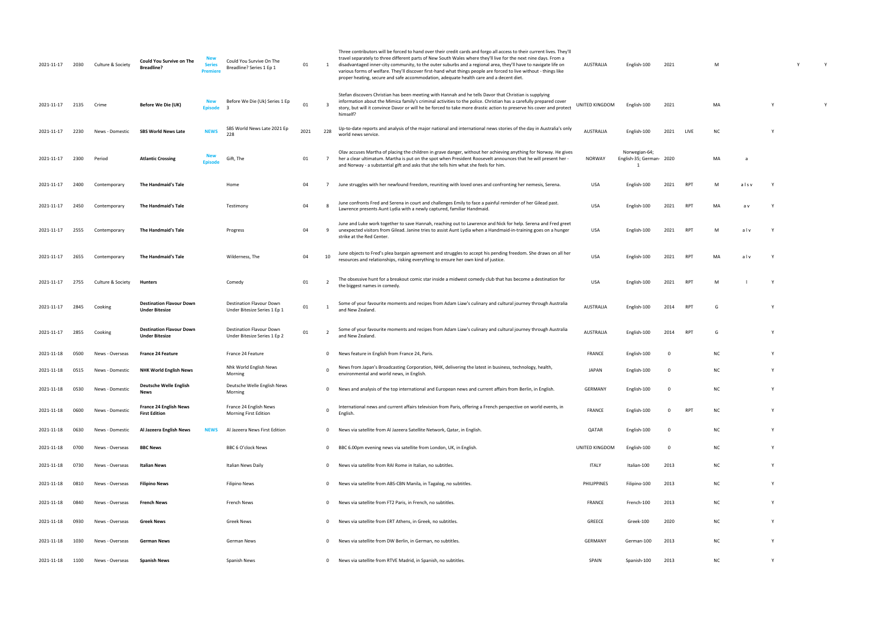| | | | | | | | | | | | | | | | | | |
|---|---|---|---|---|---|---|---|---|---|---|---|---|---|---|---|---|---|
| 2021-11-17 | 2030 | Culture & Society | **Could You Survive on The Breadline?** | **New Series Premiere** | Could You Survive On The Breadline? Series 1 Ep 1 | 01 | 1 | Three contributors will be forced to hand over their credit cards and forgo all access to their current lives. They'll travel separately to three different parts of New South Wales where they'll live for the next nine days. From a disadvantaged inner-city community, to the outer suburbs and a regional area, they'll have to navigate life on various forms of welfare. They'll discover first-hand what things people are forced to live without - things like proper heating, secure and safe accommodation, adequate health care and a decent diet. | AUSTRALIA | English-100 | 2021 | | M | | | Y | Y |
| 2021-11-17 | 2135 | Crime | **Before We Die (UK)** | **New Episode** | Before We Die (Uk) Series 1 Ep 3 | 01 | 3 | Stefan discovers Christian has been meeting with Hannah and he tells Davor that Christian is supplying information about the Mimica family's criminal activities to the police. Christian has a carefully prepared cover story, but will it convince Davor or will he be forced to take more drastic action to preserve his cover and protect himself? | UNITED KINGDOM | English-100 | 2021 | | MA | | Y | | Y |
| 2021-11-17 | 2230 | News - Domestic | **SBS World News Late** | **NEWS** | SBS World News Late 2021 Ep 228 | 2021 | 228 | Up-to-date reports and analysis of the major national and international news stories of the day in Australia's only world news service. | AUSTRALIA | English-100 | 2021 | LIVE | NC | | Y | | |
| 2021-11-17 | 2300 | Period | **Atlantic Crossing** | **New Episode** | Gift, The | 01 | 7 | Olav accuses Martha of placing the children in grave danger, without her achieving anything for Norway. He gives her a clear ultimatum. Martha is put on the spot when President Roosevelt announces that he will present her - and Norway - a substantial gift and asks that she tells him what she feels for him. | NORWAY | Norwegian-64; English-35; German-1 | 2020 | | MA | a | | | |
| 2021-11-17 | 2400 | Contemporary | **The Handmaid's Tale** | | Home | 04 | 7 | June struggles with her newfound freedom, reuniting with loved ones and confronting her nemesis, Serena. | USA | English-100 | 2021 | RPT | M | a l s v | Y | | |
| 2021-11-17 | 2450 | Contemporary | **The Handmaid's Tale** | | Testimony | 04 | 8 | June confronts Fred and Serena in court and challenges Emily to face a painful reminder of her Gilead past. Lawrence presents Aunt Lydia with a newly captured, familiar Handmaid. | USA | English-100 | 2021 | RPT | MA | a v | Y | | |
| 2021-11-17 | 2555 | Contemporary | **The Handmaid's Tale** | | Progress | 04 | 9 | June and Luke work together to save Hannah, reaching out to Lawrence and Nick for help. Serena and Fred greet unexpected visitors from Gilead. Janine tries to assist Aunt Lydia when a Handmaid-in-training goes on a hunger strike at the Red Center. | USA | English-100 | 2021 | RPT | M | a l v | Y | | |
| 2021-11-17 | 2655 | Contemporary | **The Handmaid's Tale** | | Wilderness, The | 04 | 10 | June objects to Fred's plea bargain agreement and struggles to accept his pending freedom. She draws on all her resources and relationships, risking everything to ensure her own kind of justice. | USA | English-100 | 2021 | RPT | MA | a l v | Y | | |
| 2021-11-17 | 2755 | Culture & Society | **Hunters** | | Comedy | 01 | 2 | The obsessive hunt for a breakout comic star inside a midwest comedy club that has become a destination for the biggest names in comedy. | USA | English-100 | 2021 | RPT | M | l | Y | | |
| 2021-11-17 | 2845 | Cooking | **Destination Flavour Down Under Bitesize** | | Destination Flavour Down Under Bitesize Series 1 Ep 1 | 01 | 1 | Some of your favourite moments and recipes from Adam Liaw's culinary and cultural journey through Australia and New Zealand. | AUSTRALIA | English-100 | 2014 | RPT | G | | Y | | |
| 2021-11-17 | 2855 | Cooking | **Destination Flavour Down Under Bitesize** | | Destination Flavour Down Under Bitesize Series 1 Ep 2 | 01 | 2 | Some of your favourite moments and recipes from Adam Liaw's culinary and cultural journey through Australia and New Zealand. | AUSTRALIA | English-100 | 2014 | RPT | G | | Y | | |
| 2021-11-18 | 0500 | News - Overseas | **France 24 Feature** | | France 24 Feature | | 0 | News feature in English from France 24, Paris. | FRANCE | English-100 | 0 | | NC | | Y | | |
| 2021-11-18 | 0515 | News - Domestic | **NHK World English News** | | Nhk World English News Morning | | 0 | News from Japan's Broadcasting Corporation, NHK, delivering the latest in business, technology, health, environmental and world news, in English. | JAPAN | English-100 | 0 | | NC | | Y | | |
| 2021-11-18 | 0530 | News - Domestic | **Deutsche Welle English News** | | Deutsche Welle English News Morning | | 0 | News and analysis of the top international and European news and current affairs from Berlin, in English. | GERMANY | English-100 | 0 | | NC | | Y | | |
| 2021-11-18 | 0600 | News - Domestic | **France 24 English News First Edition** | | France 24 English News Morning First Edition | | 0 | International news and current affairs television from Paris, offering a French perspective on world events, in English. | FRANCE | English-100 | 0 | RPT | NC | | Y | | |
| 2021-11-18 | 0630 | News - Domestic | **Al Jazeera English News** | **NEWS** | Al Jazeera News First Edition | | 0 | News via satellite from Al Jazeera Satellite Network, Qatar, in English. | QATAR | English-100 | 0 | | NC | | Y | | |
| 2021-11-18 | 0700 | News - Overseas | **BBC News** | | BBC 6 O'clock News | | 0 | BBC 6.00pm evening news via satellite from London, UK, in English. | UNITED KINGDOM | English-100 | 0 | | NC | | Y | | |
| 2021-11-18 | 0730 | News - Overseas | **Italian News** | | Italian News Daily | | 0 | News via satellite from RAI Rome in Italian, no subtitles. | ITALY | Italian-100 | 2013 | | NC | | Y | | |
| 2021-11-18 | 0810 | News - Overseas | **Filipino News** | | Filipino News | | 0 | News via satellite from ABS-CBN Manila, in Tagalog, no subtitles. | PHILIPPINES | Filipino-100 | 2013 | | NC | | Y | | |
| 2021-11-18 | 0840 | News - Overseas | **French News** | | French News | | 0 | News via satellite from FT2 Paris, in French, no subtitles. | FRANCE | French-100 | 2013 | | NC | | Y | | |
| 2021-11-18 | 0930 | News - Overseas | **Greek News** | | Greek News | | 0 | News via satellite from ERT Athens, in Greek, no subtitles. | GREECE | Greek-100 | 2020 | | NC | | Y | | |
| 2021-11-18 | 1030 | News - Overseas | **German News** | | German News | | 0 | News via satellite from DW Berlin, in German, no subtitles. | GERMANY | German-100 | 2013 | | NC | | Y | | |
| 2021-11-18 | 1100 | News - Overseas | **Spanish News** | | Spanish News | | 0 | News via satellite from RTVE Madrid, in Spanish, no subtitles. | SPAIN | Spanish-100 | 2013 | | NC | | Y | | |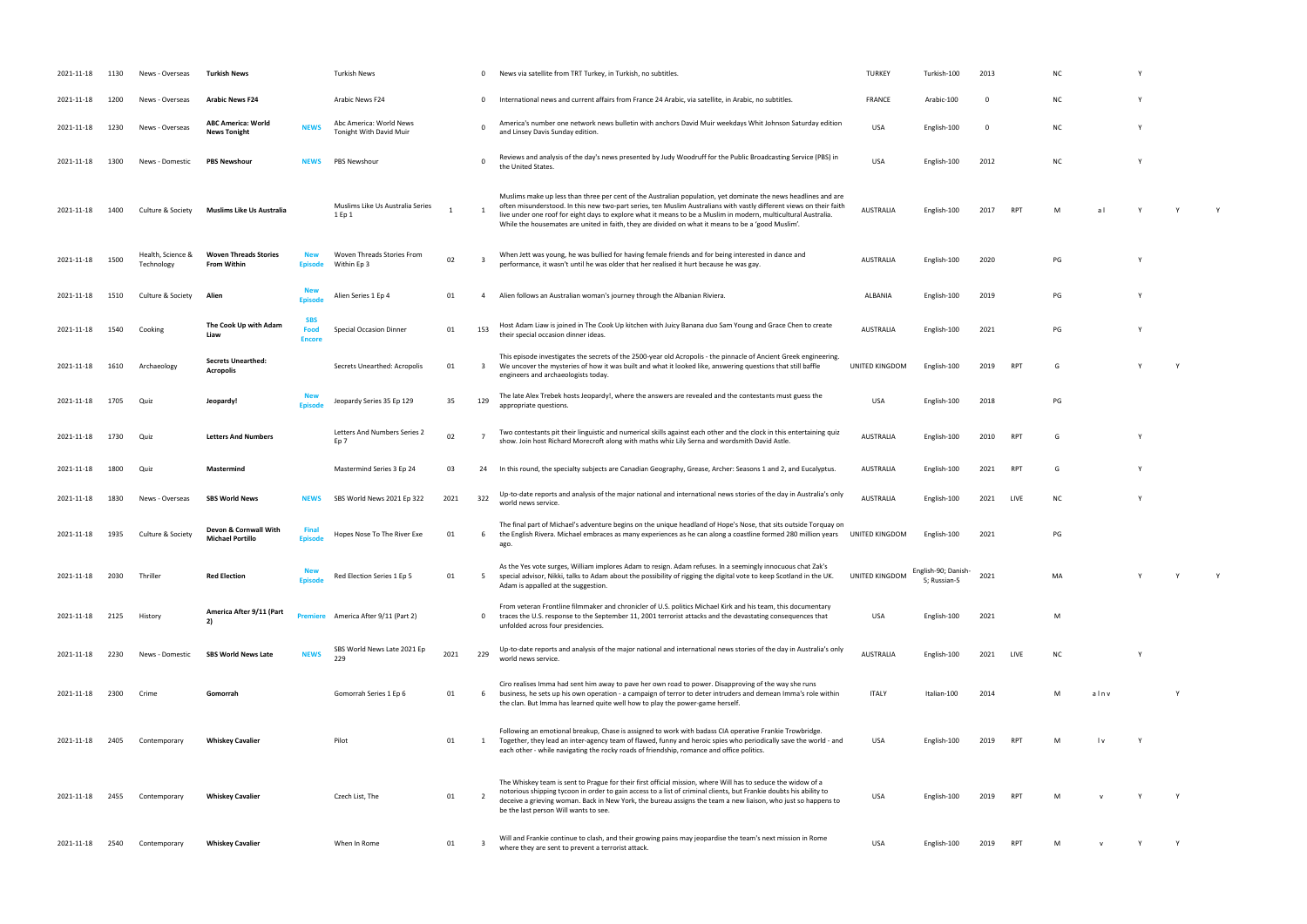| | | | | | | | | | | | | | | | | | |
|---|---|---|---|---|---|---|---|---|---|---|---|---|---|---|---|---|---|
| 2021-11-18 | 1130 | News - Overseas | **Turkish News** | | Turkish News | | 0 | News via satellite from TRT Turkey, in Turkish, no subtitles. | TURKEY | Turkish-100 | 2013 | | NC | | Y | | |
| 2021-11-18 | 1200 | News - Overseas | **Arabic News F24** | | Arabic News F24 | | 0 | International news and current affairs from France 24 Arabic, via satellite, in Arabic, no subtitles. | FRANCE | Arabic-100 | 0 | | NC | | Y | | |
| 2021-11-18 | 1230 | News - Overseas | **ABC America: World News Tonight** | **NEWS** | Abc America: World News Tonight With David Muir | | 0 | America's number one network news bulletin with anchors David Muir weekdays Whit Johnson Saturday edition and Linsey Davis Sunday edition. | USA | English-100 | 0 | | NC | | Y | | |
| 2021-11-18 | 1300 | News - Domestic | **PBS Newshour** | **NEWS** | PBS Newshour | | 0 | Reviews and analysis of the day's news presented by Judy Woodruff for the Public Broadcasting Service (PBS) in the United States. | USA | English-100 | 2012 | | NC | | Y | | |
| 2021-11-18 | 1400 | Culture & Society | **Muslims Like Us Australia** | | Muslims Like Us Australia Series 1 Ep 1 | 1 | 1 | Muslims make up less than three per cent of the Australian population, yet dominate the news headlines and are often misunderstood. In this new two-part series, ten Muslim Australians with vastly different views on their faith live under one roof for eight days to explore what it means to be a Muslim in modern, multicultural Australia. While the housemates are united in faith, they are divided on what it means to be a 'good Muslim'. | AUSTRALIA | English-100 | 2017 | RPT | M | a l | Y | Y | Y |
| 2021-11-18 | 1500 | Health, Science & Technology | **Woven Threads Stories From Within** | **New Episode** | Woven Threads Stories From Within Ep 3 | 02 | 3 | When Jett was young, he was bullied for having female friends and for being interested in dance and performance, it wasn't until he was older that her realised it hurt because he was gay. | AUSTRALIA | English-100 | 2020 | | PG | | Y | | |
| 2021-11-18 | 1510 | Culture & Society | **Alien** | **New Episode** | Alien Series 1 Ep 4 | 01 | 4 | Alien follows an Australian woman's journey through the Albanian Riviera. | ALBANIA | English-100 | 2019 | | PG | | Y | | |
| 2021-11-18 | 1540 | Cooking | **The Cook Up with Adam Liaw** | **SBS Food Encore** | Special Occasion Dinner | 01 | 153 | Host Adam Liaw is joined in The Cook Up kitchen with Juicy Banana duo Sam Young and Grace Chen to create their special occasion dinner ideas. | AUSTRALIA | English-100 | 2021 | | PG | | Y | | |
| 2021-11-18 | 1610 | Archaeology | **Secrets Unearthed: Acropolis** | | Secrets Unearthed: Acropolis | 01 | 3 | This episode investigates the secrets of the 2500-year old Acropolis - the pinnacle of Ancient Greek engineering. We uncover the mysteries of how it was built and what it looked like, answering questions that still baffle engineers and archaeologists today. | UNITED KINGDOM | English-100 | 2019 | RPT | G | | Y | Y | |
| 2021-11-18 | 1705 | Quiz | **Jeopardy!** | **New Episode** | Jeopardy Series 35 Ep 129 | 35 | 129 | The late Alex Trebek hosts Jeopardy!, where the answers are revealed and the contestants must guess the appropriate questions. | USA | English-100 | 2018 | | PG | | | | |
| 2021-11-18 | 1730 | Quiz | **Letters And Numbers** | | Letters And Numbers Series 2 Ep 7 | 02 | 7 | Two contestants pit their linguistic and numerical skills against each other and the clock in this entertaining quiz show. Join host Richard Morecroft along with maths whiz Lily Serna and wordsmith David Astle. | AUSTRALIA | English-100 | 2010 | RPT | G | | Y | | |
| 2021-11-18 | 1800 | Quiz | **Mastermind** | | Mastermind Series 3 Ep 24 | 03 | 24 | In this round, the specialty subjects are Canadian Geography, Grease, Archer: Seasons 1 and 2, and Eucalyptus. | AUSTRALIA | English-100 | 2021 | RPT | G | | Y | | |
| 2021-11-18 | 1830 | News - Overseas | **SBS World News** | **NEWS** | SBS World News 2021 Ep 322 | 2021 | 322 | Up-to-date reports and analysis of the major national and international news stories of the day in Australia's only world news service. | AUSTRALIA | English-100 | 2021 | LIVE | NC | | Y | | |
| 2021-11-18 | 1935 | Culture & Society | **Devon & Cornwall With Michael Portillo** | **Final Episode** | Hopes Nose To The River Exe | 01 | 6 | The final part of Michael's adventure begins on the unique headland of Hope's Nose, that sits outside Torquay on the English Rivera. Michael embraces as many experiences as he can along a coastline formed 280 million years ago. | UNITED KINGDOM | English-100 | 2021 | | PG | | | | |
| 2021-11-18 | 2030 | Thriller | **Red Election** | **New Episode** | Red Election Series 1 Ep 5 | 01 | 5 | As the Yes vote surges, William implores Adam to resign. Adam refuses. In a seemingly innocuous chat Zak's special advisor, Nikki, talks to Adam about the possibility of rigging the digital vote to keep Scotland in the UK. Adam is appalled at the suggestion. | UNITED KINGDOM | English-90; Danish-5; Russian-5 | 2021 | | MA | | Y | Y | Y |
| 2021-11-18 | 2125 | History | **America After 9/11 (Part 2)** | **Premiere** | America After 9/11 (Part 2) | | 0 | From veteran Frontline filmmaker and chronicler of U.S. politics Michael Kirk and his team, this documentary traces the U.S. response to the September 11, 2001 terrorist attacks and the devastating consequences that unfolded across four presidencies. | USA | English-100 | 2021 | | M | | | | |
| 2021-11-18 | 2230 | News - Domestic | **SBS World News Late** | **NEWS** | SBS World News Late 2021 Ep 229 | 2021 | 229 | Up-to-date reports and analysis of the major national and international news stories of the day in Australia's only world news service. | AUSTRALIA | English-100 | 2021 | LIVE | NC | | Y | | |
| 2021-11-18 | 2300 | Crime | **Gomorrah** | | Gomorrah Series 1 Ep 6 | 01 | 6 | Ciro realises Imma had sent him away to pave her own road to power. Disapproving of the way she runs business, he sets up his own operation - a campaign of terror to deter intruders and demean Imma's role within the clan. But Imma has learned quite well how to play the power-game herself. | ITALY | Italian-100 | 2014 | | M | a l n v | | Y | |
| 2021-11-18 | 2405 | Contemporary | **Whiskey Cavalier** | | Pilot | 01 | 1 | Following an emotional breakup, Chase is assigned to work with badass CIA operative Frankie Trowbridge. Together, they lead an inter-agency team of flawed, funny and heroic spies who periodically save the world - and each other - while navigating the rocky roads of friendship, romance and office politics. | USA | English-100 | 2019 | RPT | M | l v | Y | | |
| 2021-11-18 | 2455 | Contemporary | **Whiskey Cavalier** | | Czech List, The | 01 | 2 | The Whiskey team is sent to Prague for their first official mission, where Will has to seduce the widow of a notorious shipping tycoon in order to gain access to a list of criminal clients, but Frankie doubts his ability to deceive a grieving woman. Back in New York, the bureau assigns the team a new liaison, who just so happens to be the last person Will wants to see. | USA | English-100 | 2019 | RPT | M | v | Y | Y | |
| 2021-11-18 | 2540 | Contemporary | **Whiskey Cavalier** | | When In Rome | 01 | 3 | Will and Frankie continue to clash, and their growing pains may jeopardise the team's next mission in Rome where they are sent to prevent a terrorist attack. | USA | English-100 | 2019 | RPT | M | v | Y | Y | |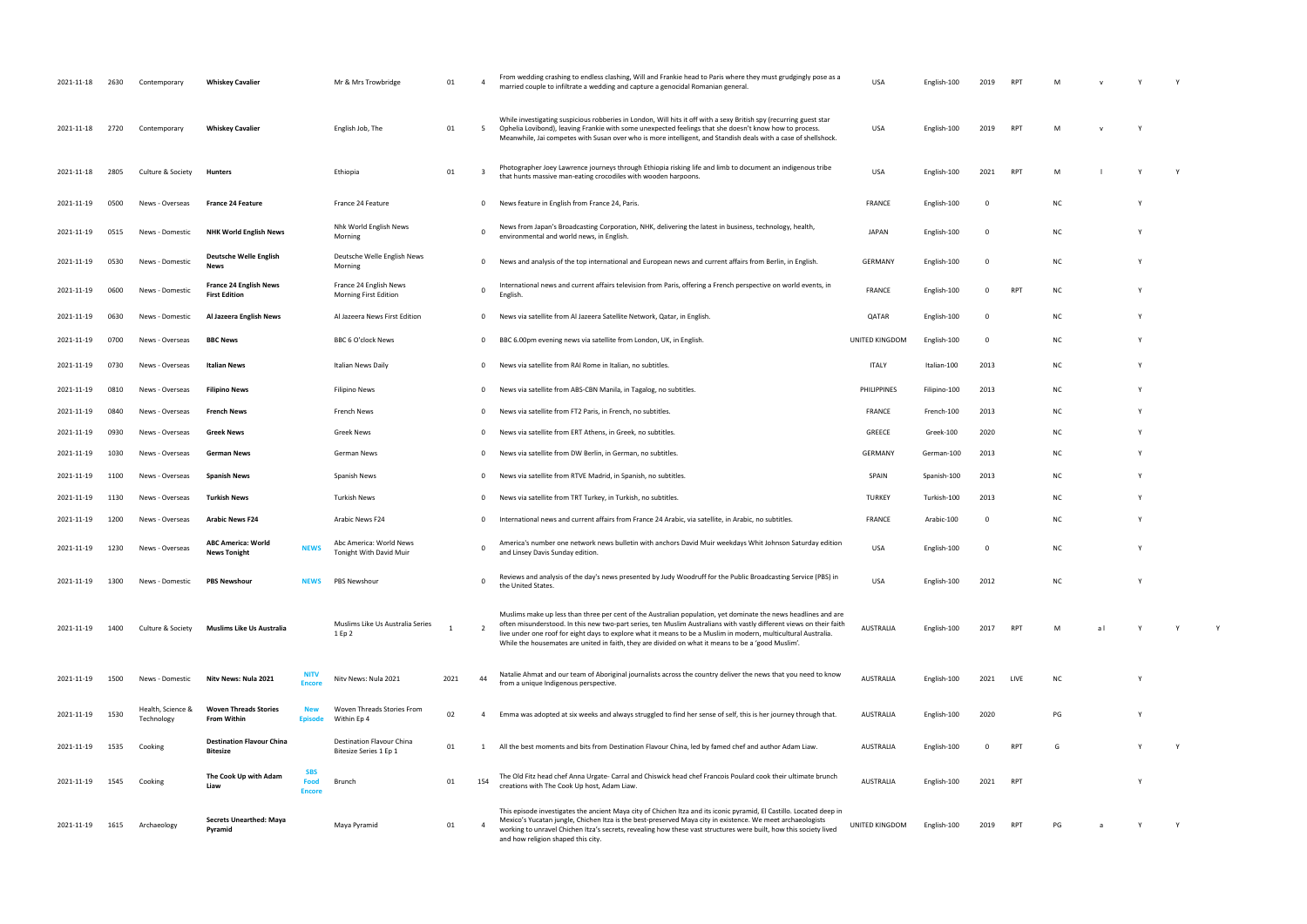| | | | | | | | | | | | | | | | | | |
|---|---|---|---|---|---|---|---|---|---|---|---|---|---|---|---|---|---|
| 2021-11-18 | 2630 | Contemporary | **Whiskey Cavalier** | | Mr & Mrs Trowbridge | 01 | 4 | From wedding crashing to endless clashing, Will and Frankie head to Paris where they must grudgingly pose as a married couple to infiltrate a wedding and capture a genocidal Romanian general. | USA | English-100 | 2019 | RPT | M | v | Y | Y | |
| 2021-11-18 | 2720 | Contemporary | **Whiskey Cavalier** | | English Job, The | 01 | 5 | While investigating suspicious robberies in London, Will hits it off with a sexy British spy (recurring guest star Ophelia Lovibond), leaving Frankie with some unexpected feelings that she doesn't know how to process. Meanwhile, Jai competes with Susan over who is more intelligent, and Standish deals with a case of shellshock. | USA | English-100 | 2019 | RPT | M | v | Y | | |
| 2021-11-18 | 2805 | Culture & Society | **Hunters** | | Ethiopia | 01 | 3 | Photographer Joey Lawrence journeys through Ethiopia risking life and limb to document an indigenous tribe that hunts massive man-eating crocodiles with wooden harpoons. | USA | English-100 | 2021 | RPT | M | l | Y | Y | |
| 2021-11-19 | 0500 | News - Overseas | **France 24 Feature** | | France 24 Feature | | 0 | News feature in English from France 24, Paris. | FRANCE | English-100 | 0 | | NC | | Y | | |
| 2021-11-19 | 0515 | News - Domestic | **NHK World English News** | | Nhk World English News Morning | | 0 | News from Japan's Broadcasting Corporation, NHK, delivering the latest in business, technology, health, environmental and world news, in English. | JAPAN | English-100 | 0 | | NC | | Y | | |
| 2021-11-19 | 0530 | News - Domestic | **Deutsche Welle English News** | | Deutsche Welle English News Morning | | 0 | News and analysis of the top international and European news and current affairs from Berlin, in English. | GERMANY | English-100 | 0 | | NC | | Y | | |
| 2021-11-19 | 0600 | News - Domestic | **France 24 English News First Edition** | | France 24 English News Morning First Edition | | 0 | International news and current affairs television from Paris, offering a French perspective on world events, in English. | FRANCE | English-100 | 0 | RPT | NC | | Y | | |
| 2021-11-19 | 0630 | News - Domestic | **Al Jazeera English News** | | Al Jazeera News First Edition | | 0 | News via satellite from Al Jazeera Satellite Network, Qatar, in English. | QATAR | English-100 | 0 | | NC | | Y | | |
| 2021-11-19 | 0700 | News - Overseas | **BBC News** | | BBC 6 O'clock News | | 0 | BBC 6.00pm evening news via satellite from London, UK, in English. | UNITED KINGDOM | English-100 | 0 | | NC | | Y | | |
| 2021-11-19 | 0730 | News - Overseas | **Italian News** | | Italian News Daily | | 0 | News via satellite from RAI Rome in Italian, no subtitles. | ITALY | Italian-100 | 2013 | | NC | | Y | | |
| 2021-11-19 | 0810 | News - Overseas | **Filipino News** | | Filipino News | | 0 | News via satellite from ABS-CBN Manila, in Tagalog, no subtitles. | PHILIPPINES | Filipino-100 | 2013 | | NC | | Y | | |
| 2021-11-19 | 0840 | News - Overseas | **French News** | | French News | | 0 | News via satellite from FT2 Paris, in French, no subtitles. | FRANCE | French-100 | 2013 | | NC | | Y | | |
| 2021-11-19 | 0930 | News - Overseas | **Greek News** | | Greek News | | 0 | News via satellite from ERT Athens, in Greek, no subtitles. | GREECE | Greek-100 | 2020 | | NC | | Y | | |
| 2021-11-19 | 1030 | News - Overseas | **German News** | | German News | | 0 | News via satellite from DW Berlin, in German, no subtitles. | GERMANY | German-100 | 2013 | | NC | | Y | | |
| 2021-11-19 | 1100 | News - Overseas | **Spanish News** | | Spanish News | | 0 | News via satellite from RTVE Madrid, in Spanish, no subtitles. | SPAIN | Spanish-100 | 2013 | | NC | | Y | | |
| 2021-11-19 | 1130 | News - Overseas | **Turkish News** | | Turkish News | | 0 | News via satellite from TRT Turkey, in Turkish, no subtitles. | TURKEY | Turkish-100 | 2013 | | NC | | Y | | |
| 2021-11-19 | 1200 | News - Overseas | **Arabic News F24** | | Arabic News F24 | | 0 | International news and current affairs from France 24 Arabic, via satellite, in Arabic, no subtitles. | FRANCE | Arabic-100 | 0 | | NC | | Y | | |
| 2021-11-19 | 1230 | News - Overseas | **ABC America: World News Tonight** | **NEWS** | Abc America: World News Tonight With David Muir | | 0 | America's number one network news bulletin with anchors David Muir weekdays Whit Johnson Saturday edition and Linsey Davis Sunday edition. | USA | English-100 | 0 | | NC | | Y | | |
| 2021-11-19 | 1300 | News - Domestic | **PBS Newshour** | **NEWS** | PBS Newshour | | 0 | Reviews and analysis of the day's news presented by Judy Woodruff for the Public Broadcasting Service (PBS) in the United States. | USA | English-100 | 2012 | | NC | | Y | | |
| 2021-11-19 | 1400 | Culture & Society | **Muslims Like Us Australia** | | Muslims Like Us Australia Series 1 Ep 2 | 1 | 2 | Muslims make up less than three per cent of the Australian population, yet dominate the news headlines and are often misunderstood. In this new two-part series, ten Muslim Australians with vastly different views on their faith live under one roof for eight days to explore what it means to be a Muslim in modern, multicultural Australia. While the housemates are united in faith, they are divided on what it means to be a 'good Muslim'. | AUSTRALIA | English-100 | 2017 | RPT | M | a l | Y | Y | Y |
| 2021-11-19 | 1500 | News - Domestic | **Nitv News: Nula 2021** | **NITV Encore** | Nitv News: Nula 2021 | 2021 | 44 | Natalie Ahmat and our team of Aboriginal journalists across the country deliver the news that you need to know from a unique Indigenous perspective. | AUSTRALIA | English-100 | 2021 | LIVE | NC | | Y | | |
| 2021-11-19 | 1530 | Health, Science & Technology | **Woven Threads Stories From Within** | **New Episode** | Woven Threads Stories From Within Ep 4 | 02 | 4 | Emma was adopted at six weeks and always struggled to find her sense of self, this is her journey through that. | AUSTRALIA | English-100 | 2020 | | PG | | Y | | |
| 2021-11-19 | 1535 | Cooking | **Destination Flavour China Bitesize** | | Destination Flavour China Bitesize Series 1 Ep 1 | 01 | 1 | All the best moments and bits from Destination Flavour China, led by famed chef and author Adam Liaw. | AUSTRALIA | English-100 | 0 | RPT | G | | Y | Y | |
| 2021-11-19 | 1545 | Cooking | **The Cook Up with Adam Liaw** | **SBS Food Encore** | Brunch | 01 | 154 | The Old Fitz head chef Anna Urgate- Carral and Chiswick head chef Francois Poulard cook their ultimate brunch creations with The Cook Up host, Adam Liaw. | AUSTRALIA | English-100 | 2021 | RPT | | | Y | | |
| 2021-11-19 | 1615 | Archaeology | **Secrets Unearthed: Maya Pyramid** | | Maya Pyramid | 01 | 4 | This episode investigates the ancient Maya city of Chichen Itza and its iconic pyramid, El Castillo. Located deep in Mexico's Yucatan jungle, Chichen Itza is the best-preserved Maya city in existence. We meet archaeologists working to unravel Chichen Itza's secrets, revealing how these vast structures were built, how this society lived and how religion shaped this city. | UNITED KINGDOM | English-100 | 2019 | RPT | PG | a | Y | Y | |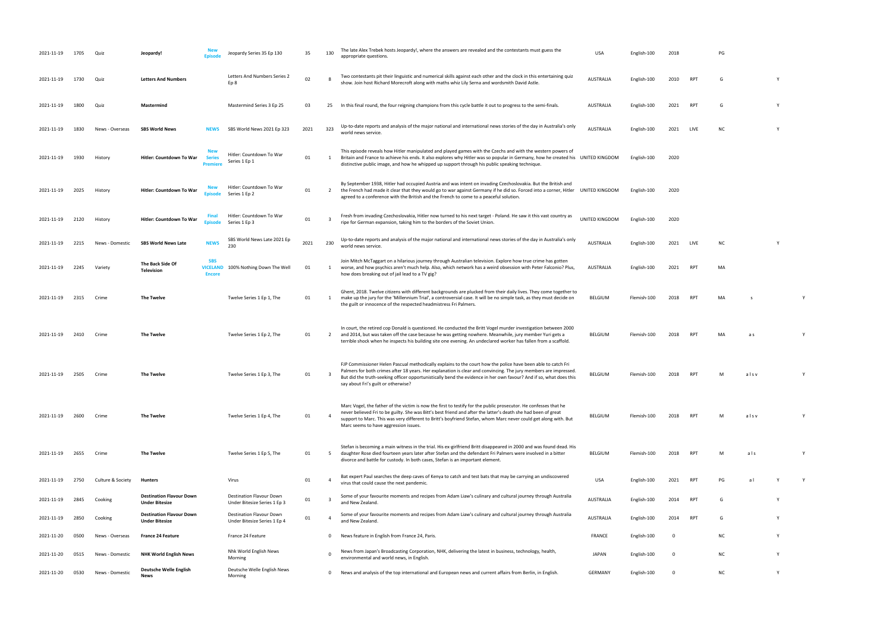| | | | | | | | | | | | | | | | | | |
|---|---|---|---|---|---|---|---|---|---|---|---|---|---|---|---|---|---|
| 2021-11-19 | 1705 | Quiz | **Jeopardy!** | **New Episode** | Jeopardy Series 35 Ep 130 | 35 | 130 | The late Alex Trebek hosts Jeopardy!, where the answers are revealed and the contestants must guess the appropriate questions. | USA | English-100 | 2018 | | PG | | | |
| 2021-11-19 | 1730 | Quiz | **Letters And Numbers** | | Letters And Numbers Series 2 Ep 8 | 02 | 8 | Two contestants pit their linguistic and numerical skills against each other and the clock in this entertaining quiz show. Join host Richard Morecroft along with maths whiz Lily Serna and wordsmith David Astle. | AUSTRALIA | English-100 | 2010 | RPT | G | | Y | |
| 2021-11-19 | 1800 | Quiz | **Mastermind** | | Mastermind Series 3 Ep 25 | 03 | 25 | In this final round, the four reigning champions from this cycle battle it out to progress to the semi-finals. | AUSTRALIA | English-100 | 2021 | RPT | G | | Y | |
| 2021-11-19 | 1830 | News - Overseas | **SBS World News** | **NEWS** | SBS World News 2021 Ep 323 | 2021 | 323 | Up-to-date reports and analysis of the major national and international news stories of the day in Australia's only world news service. | AUSTRALIA | English-100 | 2021 | LIVE | NC | | Y | |
| 2021-11-19 | 1930 | History | **Hitler: Countdown To War** | **New Series Premiere** | Hitler: Countdown To War Series 1 Ep 1 | 01 | 1 | This episode reveals how Hitler manipulated and played games with the Czechs and with the western powers of Britain and France to achieve his ends. It also explores why Hitler was so popular in Germany, how he created his distinctive public image, and how he whipped up support through his public speaking technique. | UNITED KINGDOM | English-100 | 2020 | | | | | |
| 2021-11-19 | 2025 | History | **Hitler: Countdown To War** | **New Episode** | Hitler: Countdown To War Series 1 Ep 2 | 01 | 2 | By September 1938, Hitler had occupied Austria and was intent on invading Czechoslovakia. But the British and the French had made it clear that they would go to war against Germany if he did so. Forced into a corner, Hitler agreed to a conference with the British and the French to come to a peaceful solution. | UNITED KINGDOM | English-100 | 2020 | | | | | |
| 2021-11-19 | 2120 | History | **Hitler: Countdown To War** | **Final Episode** | Hitler: Countdown To War Series 1 Ep 3 | 01 | 3 | Fresh from invading Czechoslovakia, Hitler now turned to his next target - Poland. He saw it this vast country as ripe for German expansion, taking him to the borders of the Soviet Union. | UNITED KINGDOM | English-100 | 2020 | | | | | |
| 2021-11-19 | 2215 | News - Domestic | **SBS World News Late** | **NEWS** | SBS World News Late 2021 Ep 230 | 2021 | 230 | Up-to-date reports and analysis of the major national and international news stories of the day in Australia's only world news service. | AUSTRALIA | English-100 | 2021 | LIVE | NC | | Y | |
| 2021-11-19 | 2245 | Variety | **The Back Side Of Television** | **SBS VICELAND Encore** | 100% Nothing Down The Well | 01 | 1 | Join Mitch McTaggart on a hilarious journey through Australian television. Explore how true crime has gotten worse, and how psychics aren't much help. Also, which network has a weird obsession with Peter Falconio? Plus, how does breaking out of jail lead to a TV gig? | AUSTRALIA | English-100 | 2021 | RPT | MA | | | |
| 2021-11-19 | 2315 | Crime | **The Twelve** | | Twelve Series 1 Ep 1, The | 01 | 1 | Ghent, 2018. Twelve citizens with different backgrounds are plucked from their daily lives. They come together to make up the jury for the 'Millennium Trial', a controversial case. It will be no simple task, as they must decide on the guilt or innocence of the respected headmistress Fri Palmers. | BELGIUM | Flemish-100 | 2018 | RPT | MA | s | | Y |
| 2021-11-19 | 2410 | Crime | **The Twelve** | | Twelve Series 1 Ep 2, The | 01 | 2 | In court, the retired cop Donald is questioned. He conducted the Britt Vogel murder investigation between 2000 and 2014, but was taken off the case because he was getting nowhere. Meanwhile, jury member Yuri gets a terrible shock when he inspects his building site one evening. An undeclared worker has fallen from a scaffold. | BELGIUM | Flemish-100 | 2018 | RPT | MA | a s | | Y |
| 2021-11-19 | 2505 | Crime | **The Twelve** | | Twelve Series 1 Ep 3, The | 01 | 3 | FJP Commissioner Helen Pascual methodically explains to the court how the police have been able to catch Fri Palmers for both crimes after 18 years. Her explanation is clear and convincing. The jury members are impressed. But did the truth-seeking officer opportunistically bend the evidence in her own favour? And if so, what does this say about Fri's guilt or otherwise? | BELGIUM | Flemish-100 | 2018 | RPT | M | a l s v | | Y |
| 2021-11-19 | 2600 | Crime | **The Twelve** | | Twelve Series 1 Ep 4, The | 01 | 4 | Marc Vogel, the father of the victim is now the first to testify for the public prosecutor. He confesses that he never believed Fri to be guilty. She was Bitt's best friend and after the latter's death she had been of great support to Marc. This was very different to Britt's boyfriend Stefan, whom Marc never could get along with. But Marc seems to have aggression issues. | BELGIUM | Flemish-100 | 2018 | RPT | M | a l s v | | Y |
| 2021-11-19 | 2655 | Crime | **The Twelve** | | Twelve Series 1 Ep 5, The | 01 | 5 | Stefan is becoming a main witness in the trial. His ex-girlfriend Britt disappeared in 2000 and was found dead. His daughter Rose died fourteen years later after Stefan and the defendant Fri Palmers were involved in a bitter divorce and battle for custody. In both cases, Stefan is an important element. | BELGIUM | Flemish-100 | 2018 | RPT | M | a l s | | Y |
| 2021-11-19 | 2750 | Culture & Society | **Hunters** | | Virus | 01 | 4 | Bat expert Paul searches the deep caves of Kenya to catch and test bats that may be carrying an undiscovered virus that could cause the next pandemic. | USA | English-100 | 2021 | RPT | PG | a l | Y | Y |
| 2021-11-19 | 2845 | Cooking | **Destination Flavour Down Under Bitesize** | | Destination Flavour Down Under Bitesize Series 1 Ep 3 | 01 | 3 | Some of your favourite moments and recipes from Adam Liaw's culinary and cultural journey through Australia and New Zealand. | AUSTRALIA | English-100 | 2014 | RPT | G | | Y | |
| 2021-11-19 | 2850 | Cooking | **Destination Flavour Down Under Bitesize** | | Destination Flavour Down Under Bitesize Series 1 Ep 4 | 01 | 4 | Some of your favourite moments and recipes from Adam Liaw's culinary and cultural journey through Australia and New Zealand. | AUSTRALIA | English-100 | 2014 | RPT | G | | Y | |
| 2021-11-20 | 0500 | News - Overseas | **France 24 Feature** | | France 24 Feature | | 0 | News feature in English from France 24, Paris. | FRANCE | English-100 | 0 | | NC | | Y | |
| 2021-11-20 | 0515 | News - Domestic | **NHK World English News** | | Nhk World English News Morning | | 0 | News from Japan's Broadcasting Corporation, NHK, delivering the latest in business, technology, health, environmental and world news, in English. | JAPAN | English-100 | 0 | | NC | | Y | |
| 2021-11-20 | 0530 | News - Domestic | **Deutsche Welle English News** | | Deutsche Welle English News Morning | | 0 | News and analysis of the top international and European news and current affairs from Berlin, in English. | GERMANY | English-100 | 0 | | NC | | Y | |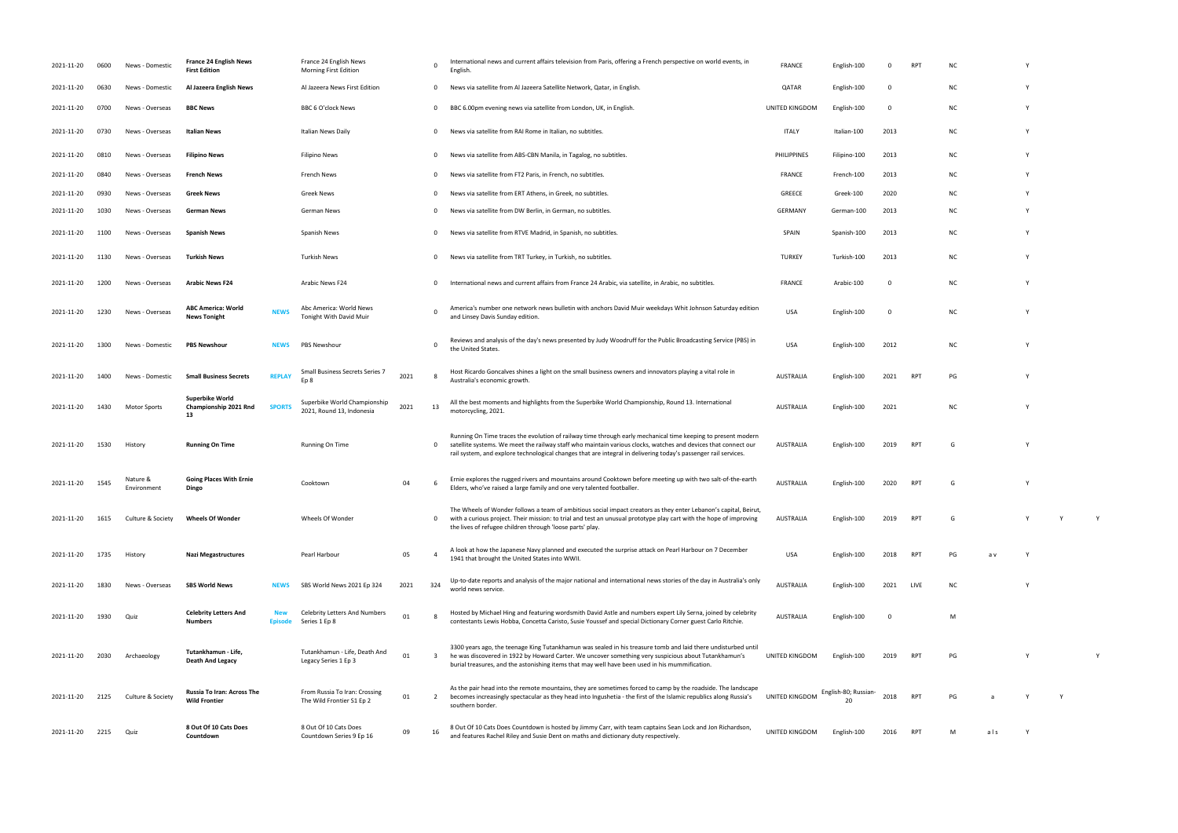| | | | | | | | | | | | | | | | | | | | |
|---|---|---|---|---|---|---|---|---|---|---|---|---|---|---|---|---|---|---|---|
| 2021-11-20 | 0600 | News - Domestic | **France 24 English News First Edition** | | France 24 English News Morning First Edition | | 0 | International news and current affairs television from Paris, offering a French perspective on world events, in English. | FRANCE | English-100 | 0 | RPT | NC | | Y | | |
| 2021-11-20 | 0630 | News - Domestic | **Al Jazeera English News** | | Al Jazeera News First Edition | | 0 | News via satellite from Al Jazeera Satellite Network, Qatar, in English. | QATAR | English-100 | 0 | | NC | | Y | | |
| 2021-11-20 | 0700 | News - Overseas | **BBC News** | | BBC 6 O'clock News | | 0 | BBC 6.00pm evening news via satellite from London, UK, in English. | UNITED KINGDOM | English-100 | 0 | | NC | | Y | | |
| 2021-11-20 | 0730 | News - Overseas | **Italian News** | | Italian News Daily | | 0 | News via satellite from RAI Rome in Italian, no subtitles. | ITALY | Italian-100 | 2013 | | NC | | Y | | |
| 2021-11-20 | 0810 | News - Overseas | **Filipino News** | | Filipino News | | 0 | News via satellite from ABS-CBN Manila, in Tagalog, no subtitles. | PHILIPPINES | Filipino-100 | 2013 | | NC | | Y | | |
| 2021-11-20 | 0840 | News - Overseas | **French News** | | French News | | 0 | News via satellite from FT2 Paris, in French, no subtitles. | FRANCE | French-100 | 2013 | | NC | | Y | | |
| 2021-11-20 | 0930 | News - Overseas | **Greek News** | | Greek News | | 0 | News via satellite from ERT Athens, in Greek, no subtitles. | GREECE | Greek-100 | 2020 | | NC | | Y | | |
| 2021-11-20 | 1030 | News - Overseas | **German News** | | German News | | 0 | News via satellite from DW Berlin, in German, no subtitles. | GERMANY | German-100 | 2013 | | NC | | Y | | |
| 2021-11-20 | 1100 | News - Overseas | **Spanish News** | | Spanish News | | 0 | News via satellite from RTVE Madrid, in Spanish, no subtitles. | SPAIN | Spanish-100 | 2013 | | NC | | Y | | |
| 2021-11-20 | 1130 | News - Overseas | **Turkish News** | | Turkish News | | 0 | News via satellite from TRT Turkey, in Turkish, no subtitles. | TURKEY | Turkish-100 | 2013 | | NC | | Y | | |
| 2021-11-20 | 1200 | News - Overseas | **Arabic News F24** | | Arabic News F24 | | 0 | International news and current affairs from France 24 Arabic, via satellite, in Arabic, no subtitles. | FRANCE | Arabic-100 | 0 | | NC | | Y | | |
| 2021-11-20 | 1230 | News - Overseas | **ABC America: World News Tonight** | **NEWS** | Abc America: World News Tonight With David Muir | | 0 | America's number one network news bulletin with anchors David Muir weekdays Whit Johnson Saturday edition and Linsey Davis Sunday edition. | USA | English-100 | 0 | | NC | | Y | | |
| 2021-11-20 | 1300 | News - Domestic | **PBS Newshour** | **NEWS** | PBS Newshour | | 0 | Reviews and analysis of the day's news presented by Judy Woodruff for the Public Broadcasting Service (PBS) in the United States. | USA | English-100 | 2012 | | NC | | Y | | |
| 2021-11-20 | 1400 | News - Domestic | **Small Business Secrets** | **REPLAY** | Small Business Secrets Series 7 Ep 8 | 2021 | 8 | Host Ricardo Goncalves shines a light on the small business owners and innovators playing a vital role in Australia's economic growth. | AUSTRALIA | English-100 | 2021 | RPT | PG | | Y | | |
| 2021-11-20 | 1430 | Motor Sports | **Superbike World Championship 2021 Rnd 13** | **SPORTS** | Superbike World Championship 2021, Round 13, Indonesia | 2021 | 13 | All the best moments and highlights from the Superbike World Championship, Round 13. International motorcycling, 2021. | AUSTRALIA | English-100 | 2021 | | NC | | Y | | |
| 2021-11-20 | 1530 | History | **Running On Time** | | Running On Time | | 0 | Running On Time traces the evolution of railway time through early mechanical time keeping to present modern satellite systems. We meet the railway staff who maintain various clocks, watches and devices that connect our rail system, and explore technological changes that are integral in delivering today's passenger rail services. | AUSTRALIA | English-100 | 2019 | RPT | G | | Y | | |
| 2021-11-20 | 1545 | Nature & Environment | **Going Places With Ernie Dingo** | | Cooktown | 04 | 6 | Ernie explores the rugged rivers and mountains around Cooktown before meeting up with two salt-of-the-earth Elders, who've raised a large family and one very talented footballer. | AUSTRALIA | English-100 | 2020 | RPT | G | | Y | | |
| 2021-11-20 | 1615 | Culture & Society | **Wheels Of Wonder** | | Wheels Of Wonder | | 0 | The Wheels of Wonder follows a team of ambitious social impact creators as they enter Lebanon's capital, Beirut, with a curious project. Their mission: to trial and test an unusual prototype play cart with the hope of improving the lives of refugee children through 'loose parts' play. | AUSTRALIA | English-100 | 2019 | RPT | G | | Y | Y | Y |
| 2021-11-20 | 1735 | History | **Nazi Megastructures** | | Pearl Harbour | 05 | 4 | A look at how the Japanese Navy planned and executed the surprise attack on Pearl Harbour on 7 December 1941 that brought the United States into WWII. | USA | English-100 | 2018 | RPT | PG | a v | Y | | |
| 2021-11-20 | 1830 | News - Overseas | **SBS World News** | **NEWS** | SBS World News 2021 Ep 324 | 2021 | 324 | Up-to-date reports and analysis of the major national and international news stories of the day in Australia's only world news service. | AUSTRALIA | English-100 | 2021 | LIVE | NC | | Y | | |
| 2021-11-20 | 1930 | Quiz | **Celebrity Letters And Numbers** | **New Episode** | Celebrity Letters And Numbers Series 1 Ep 8 | 01 | 8 | Hosted by Michael Hing and featuring wordsmith David Astle and numbers expert Lily Serna, joined by celebrity contestants Lewis Hobba, Concetta Caristo, Susie Youssef and special Dictionary Corner guest Carlo Ritchie. | AUSTRALIA | English-100 | 0 | | M | | | | |
| 2021-11-20 | 2030 | Archaeology | **Tutankhamun - Life, Death And Legacy** | | Tutankhamun - Life, Death And Legacy Series 1 Ep 3 | 01 | 3 | 3300 years ago, the teenage King Tutankhamun was sealed in his treasure tomb and laid there undisturbed until he was discovered in 1922 by Howard Carter. We uncover something very suspicious about Tutankhamun's burial treasures, and the astonishing items that may well have been used in his mummification. | UNITED KINGDOM | English-100 | 2019 | RPT | PG | | Y | | Y |
| 2021-11-20 | 2125 | Culture & Society | **Russia To Iran: Across The Wild Frontier** | | From Russia To Iran: Crossing The Wild Frontier S1 Ep 2 | 01 | 2 | As the pair head into the remote mountains, they are sometimes forced to camp by the roadside. The landscape becomes increasingly spectacular as they head into Ingushetia - the first of the Islamic republics along Russia's southern border. | UNITED KINGDOM | English-80; Russian-20 | 2018 | RPT | PG | a | Y | Y | |
| 2021-11-20 | 2215 | Quiz | **8 Out Of 10 Cats Does Countdown** | | 8 Out Of 10 Cats Does Countdown Series 9 Ep 16 | 09 | 16 | 8 Out Of 10 Cats Does Countdown is hosted by Jimmy Carr, with team captains Sean Lock and Jon Richardson, and features Rachel Riley and Susie Dent on maths and dictionary duty respectively. | UNITED KINGDOM | English-100 | 2016 | RPT | M | a l s | Y | | |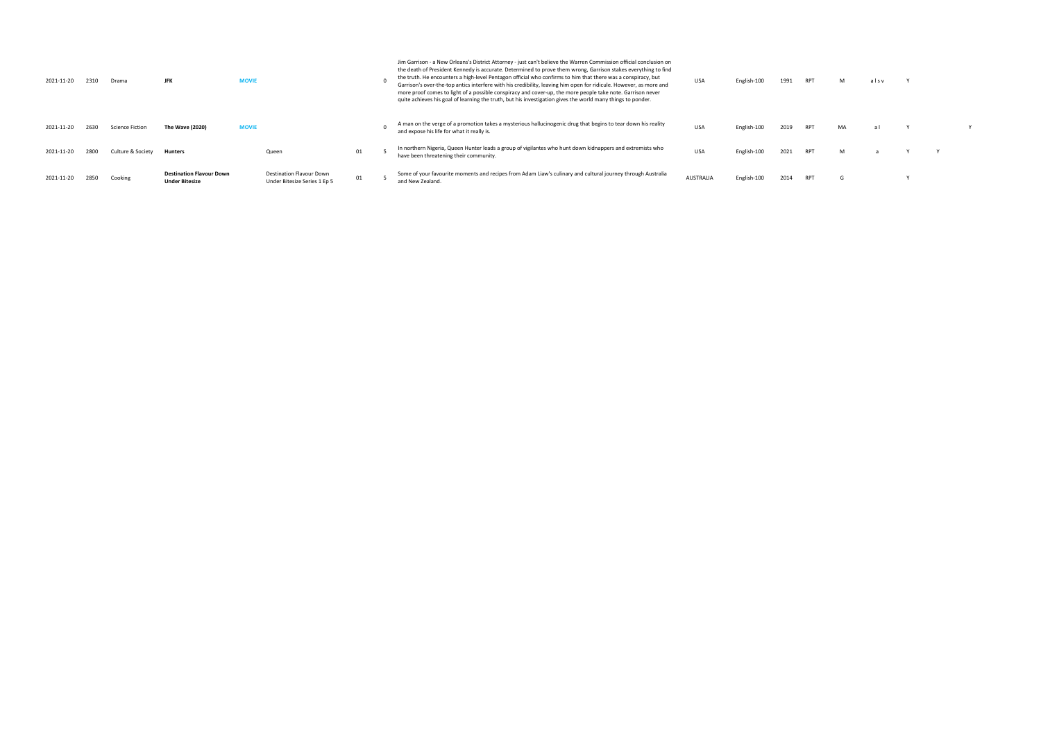| | | | | | | | | | | | | | | | | | |
|---|---|---|---|---|---|---|---|---|---|---|---|---|---|---|---|---|---|
| 2021-11-20 | 2310 | Drama | **JFK** | **MOVIE** | | | 0 | Jim Garrison - a New Orleans's District Attorney - just can't believe the Warren Commission official conclusion on the death of President Kennedy is accurate. Determined to prove them wrong, Garrison stakes everything to find the truth. He encounters a high-level Pentagon official who confirms to him that there was a conspiracy, but Garrison's over-the-top antics interfere with his credibility, leaving him open for ridicule. However, as more and more proof comes to light of a possible conspiracy and cover-up, the more people take note. Garrison never quite achieves his goal of learning the truth, but his investigation gives the world many things to ponder. | USA | English-100 | 1991 | RPT | M | a l s v | Y | | |
| 2021-11-20 | 2630 | Science Fiction | **The Wave (2020)** | **MOVIE** | | | 0 | A man on the verge of a promotion takes a mysterious hallucinogenic drug that begins to tear down his reality and expose his life for what it really is. | USA | English-100 | 2019 | RPT | MA | a l | Y | | Y |
| 2021-11-20 | 2800 | Culture & Society | **Hunters** | | Queen | 01 | 5 | In northern Nigeria, Queen Hunter leads a group of vigilantes who hunt down kidnappers and extremists who have been threatening their community. | USA | English-100 | 2021 | RPT | M | a | Y | Y | |
| 2021-11-20 | 2850 | Cooking | **Destination Flavour Down Under Bitesize** | | Destination Flavour Down Under Bitesize Series 1 Ep 5 | 01 | 5 | Some of your favourite moments and recipes from Adam Liaw's culinary and cultural journey through Australia and New Zealand. | AUSTRALIA | English-100 | 2014 | RPT | G | | Y | | |